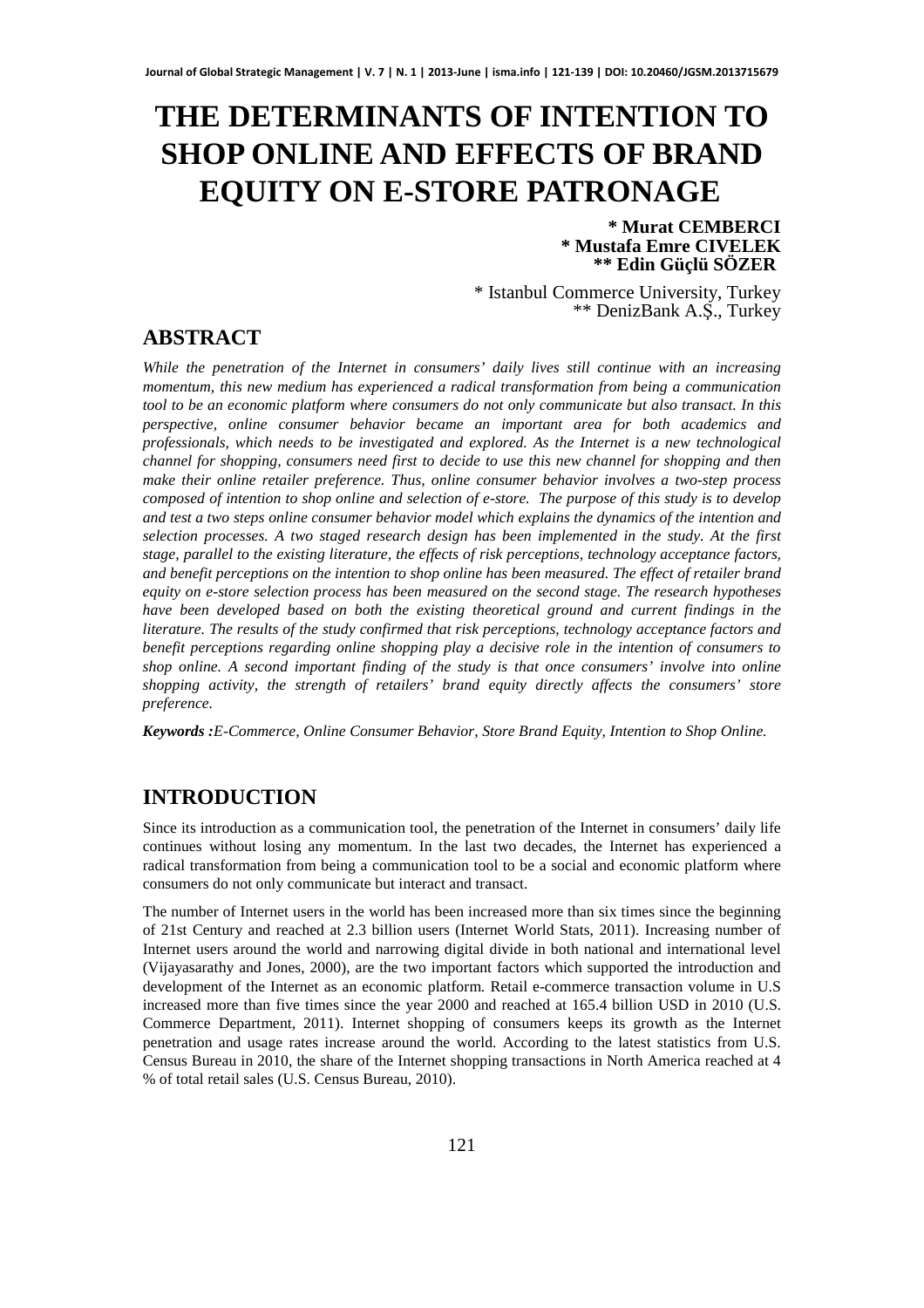# THE DETERMINANTS OF INTENTION TO SHOP ONLINE AND EFFECTS OF BRAND EQUITY ON E-STORE PATRONAGE

**\* Murat CEMBERCI**
**\* Mustafa Emre CIVELEK**
**\*\* Edin Güçlü SÖZER**

\* Istanbul Commerce University, Turkey
\*\* DenizBank A.Ş., Turkey

## ABSTRACT

*While the penetration of the Internet in consumers' daily lives still continue with an increasing momentum, this new medium has experienced a radical transformation from being a communication tool to be an economic platform where consumers do not only communicate but also transact. In this perspective, online consumer behavior became an important area for both academics and professionals, which needs to be investigated and explored. As the Internet is a new technological channel for shopping, consumers need first to decide to use this new channel for shopping and then make their online retailer preference. Thus, online consumer behavior involves a two-step process composed of intention to shop online and selection of e-store. The purpose of this study is to develop and test a two steps online consumer behavior model which explains the dynamics of the intention and selection processes. A two staged research design has been implemented in the study. At the first stage, parallel to the existing literature, the effects of risk perceptions, technology acceptance factors, and benefit perceptions on the intention to shop online has been measured. The effect of retailer brand equity on e-store selection process has been measured on the second stage. The research hypotheses have been developed based on both the existing theoretical ground and current findings in the literature. The results of the study confirmed that risk perceptions, technology acceptance factors and benefit perceptions regarding online shopping play a decisive role in the intention of consumers to shop online. A second important finding of the study is that once consumers' involve into online shopping activity, the strength of retailers' brand equity directly affects the consumers' store preference.*

***Keywords :****E-Commerce, Online Consumer Behavior, Store Brand Equity, Intention to Shop Online.*

## INTRODUCTION

Since its introduction as a communication tool, the penetration of the Internet in consumers' daily life continues without losing any momentum. In the last two decades, the Internet has experienced a radical transformation from being a communication tool to be a social and economic platform where consumers do not only communicate but interact and transact.

The number of Internet users in the world has been increased more than six times since the beginning of 21st Century and reached at 2.3 billion users (Internet World Stats, 2011). Increasing number of Internet users around the world and narrowing digital divide in both national and international level (Vijayasarathy and Jones, 2000), are the two important factors which supported the introduction and development of the Internet as an economic platform. Retail e-commerce transaction volume in U.S increased more than five times since the year 2000 and reached at 165.4 billion USD in 2010 (U.S. Commerce Department, 2011). Internet shopping of consumers keeps its growth as the Internet penetration and usage rates increase around the world. According to the latest statistics from U.S. Census Bureau in 2010, the share of the Internet shopping transactions in North America reached at 4 % of total retail sales (U.S. Census Bureau, 2010).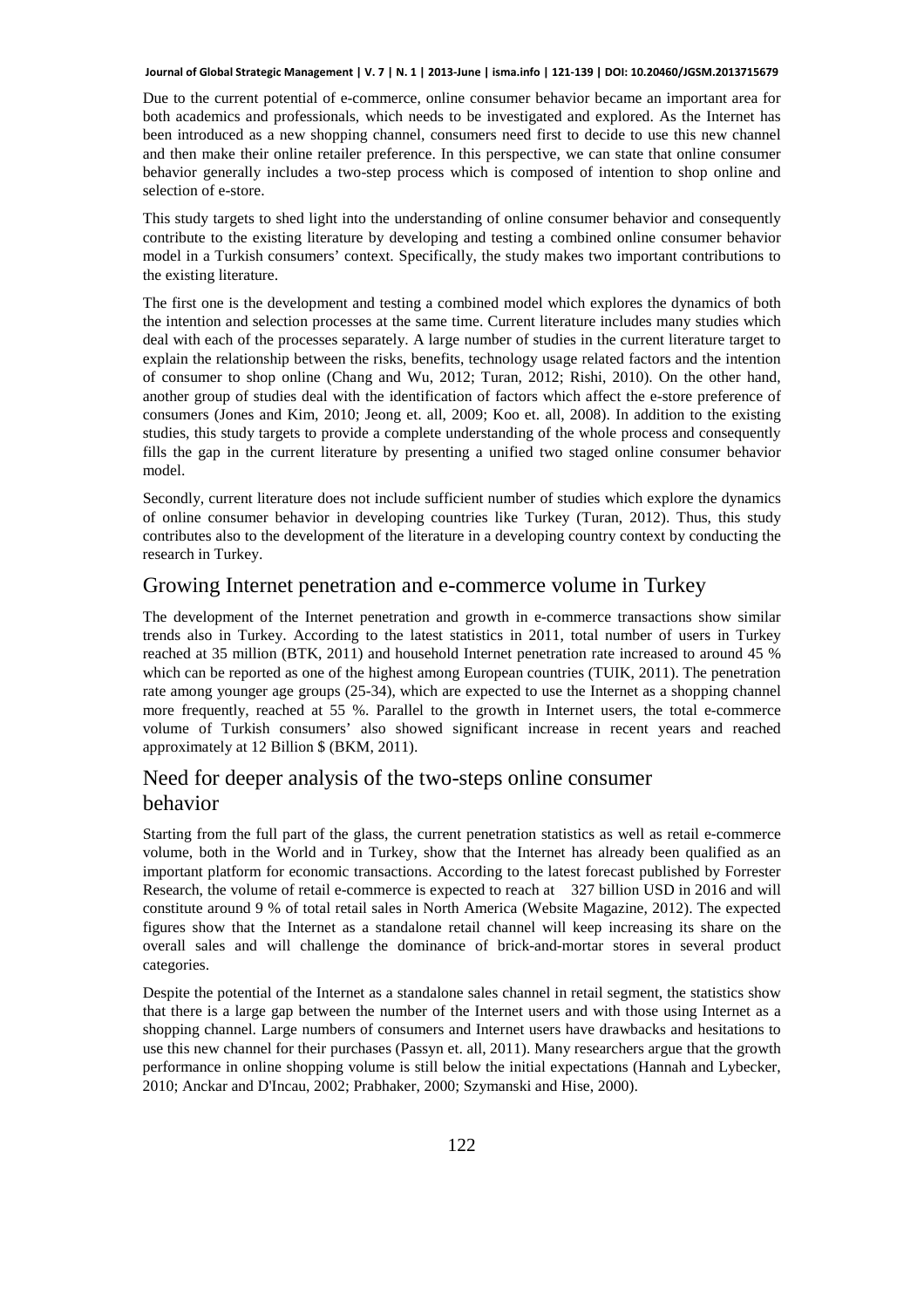Due to the current potential of e-commerce, online consumer behavior became an important area for both academics and professionals, which needs to be investigated and explored. As the Internet has been introduced as a new shopping channel, consumers need first to decide to use this new channel and then make their online retailer preference. In this perspective, we can state that online consumer behavior generally includes a two-step process which is composed of intention to shop online and selection of e-store.

This study targets to shed light into the understanding of online consumer behavior and consequently contribute to the existing literature by developing and testing a combined online consumer behavior model in a Turkish consumers' context. Specifically, the study makes two important contributions to the existing literature.

The first one is the development and testing a combined model which explores the dynamics of both the intention and selection processes at the same time. Current literature includes many studies which deal with each of the processes separately. A large number of studies in the current literature target to explain the relationship between the risks, benefits, technology usage related factors and the intention of consumer to shop online (Chang and Wu, 2012; Turan, 2012; Rishi, 2010). On the other hand, another group of studies deal with the identification of factors which affect the e-store preference of consumers (Jones and Kim, 2010; Jeong et. all, 2009; Koo et. all, 2008). In addition to the existing studies, this study targets to provide a complete understanding of the whole process and consequently fills the gap in the current literature by presenting a unified two staged online consumer behavior model.

Secondly, current literature does not include sufficient number of studies which explore the dynamics of online consumer behavior in developing countries like Turkey (Turan, 2012). Thus, this study contributes also to the development of the literature in a developing country context by conducting the research in Turkey.

## Growing Internet penetration and e-commerce volume in Turkey

The development of the Internet penetration and growth in e-commerce transactions show similar trends also in Turkey. According to the latest statistics in 2011, total number of users in Turkey reached at 35 million (BTK, 2011) and household Internet penetration rate increased to around 45 % which can be reported as one of the highest among European countries (TUIK, 2011). The penetration rate among younger age groups (25-34), which are expected to use the Internet as a shopping channel more frequently, reached at 55 %. Parallel to the growth in Internet users, the total e-commerce volume of Turkish consumers' also showed significant increase in recent years and reached approximately at 12 Billion $ (BKM, 2011).

## Need for deeper analysis of the two-steps online consumer behavior

Starting from the full part of the glass, the current penetration statistics as well as retail e-commerce volume, both in the World and in Turkey, show that the Internet has already been qualified as an important platform for economic transactions. According to the latest forecast published by Forrester Research, the volume of retail e-commerce is expected to reach at 327 billion USD in 2016 and will constitute around 9 % of total retail sales in North America (Website Magazine, 2012). The expected figures show that the Internet as a standalone retail channel will keep increasing its share on the overall sales and will challenge the dominance of brick-and-mortar stores in several product categories.

Despite the potential of the Internet as a standalone sales channel in retail segment, the statistics show that there is a large gap between the number of the Internet users and with those using Internet as a shopping channel. Large numbers of consumers and Internet users have drawbacks and hesitations to use this new channel for their purchases (Passyn et. all, 2011). Many researchers argue that the growth performance in online shopping volume is still below the initial expectations (Hannah and Lybecker, 2010; Anckar and D'Incau, 2002; Prabhaker, 2000; Szymanski and Hise, 2000).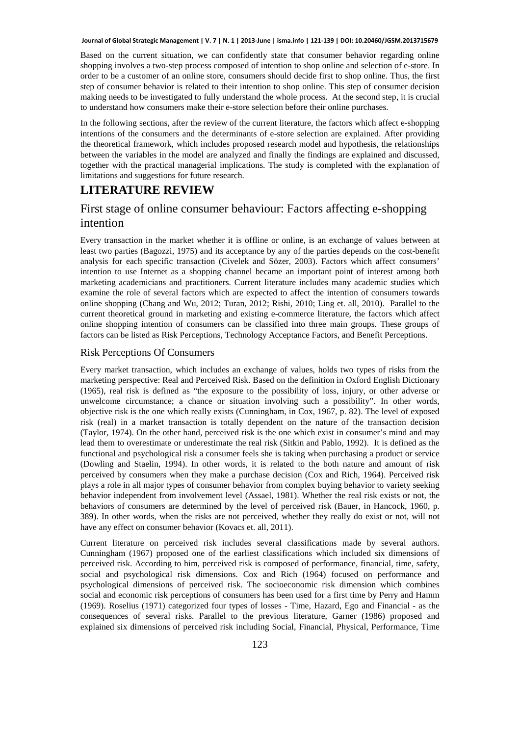Based on the current situation, we can confidently state that consumer behavior regarding online shopping involves a two-step process composed of intention to shop online and selection of e-store. In order to be a customer of an online store, consumers should decide first to shop online. Thus, the first step of consumer behavior is related to their intention to shop online. This step of consumer decision making needs to be investigated to fully understand the whole process. At the second step, it is crucial to understand how consumers make their e-store selection before their online purchases.

In the following sections, after the review of the current literature, the factors which affect e-shopping intentions of the consumers and the determinants of e-store selection are explained. After providing the theoretical framework, which includes proposed research model and hypothesis, the relationships between the variables in the model are analyzed and finally the findings are explained and discussed, together with the practical managerial implications. The study is completed with the explanation of limitations and suggestions for future research.

# LITERATURE REVIEW

## First stage of online consumer behaviour: Factors affecting e-shopping intention

Every transaction in the market whether it is offline or online, is an exchange of values between at least two parties (Bagozzi, 1975) and its acceptance by any of the parties depends on the cost-benefit analysis for each specific transaction (Civelek and Sözer, 2003). Factors which affect consumers' intention to use Internet as a shopping channel became an important point of interest among both marketing academicians and practitioners. Current literature includes many academic studies which examine the role of several factors which are expected to affect the intention of consumers towards online shopping (Chang and Wu, 2012; Turan, 2012; Rishi, 2010; Ling et. all, 2010). Parallel to the current theoretical ground in marketing and existing e-commerce literature, the factors which affect online shopping intention of consumers can be classified into three main groups. These groups of factors can be listed as Risk Perceptions, Technology Acceptance Factors, and Benefit Perceptions.

### Risk Perceptions Of Consumers

Every market transaction, which includes an exchange of values, holds two types of risks from the marketing perspective: Real and Perceived Risk. Based on the definition in Oxford English Dictionary (1965), real risk is defined as "the exposure to the possibility of loss, injury, or other adverse or unwelcome circumstance; a chance or situation involving such a possibility". In other words, objective risk is the one which really exists (Cunningham, in Cox, 1967, p. 82). The level of exposed risk (real) in a market transaction is totally dependent on the nature of the transaction decision (Taylor, 1974). On the other hand, perceived risk is the one which exist in consumer's mind and may lead them to overestimate or underestimate the real risk (Sitkin and Pablo, 1992). It is defined as the functional and psychological risk a consumer feels she is taking when purchasing a product or service (Dowling and Staelin, 1994). In other words, it is related to the both nature and amount of risk perceived by consumers when they make a purchase decision (Cox and Rich, 1964). Perceived risk plays a role in all major types of consumer behavior from complex buying behavior to variety seeking behavior independent from involvement level (Assael, 1981). Whether the real risk exists or not, the behaviors of consumers are determined by the level of perceived risk (Bauer, in Hancock, 1960, p. 389). In other words, when the risks are not perceived, whether they really do exist or not, will not have any effect on consumer behavior (Kovacs et. all, 2011).

Current literature on perceived risk includes several classifications made by several authors. Cunningham (1967) proposed one of the earliest classifications which included six dimensions of perceived risk. According to him, perceived risk is composed of performance, financial, time, safety, social and psychological risk dimensions. Cox and Rich (1964) focused on performance and psychological dimensions of perceived risk. The socioeconomic risk dimension which combines social and economic risk perceptions of consumers has been used for a first time by Perry and Hamm (1969). Roselius (1971) categorized four types of losses - Time, Hazard, Ego and Financial - as the consequences of several risks. Parallel to the previous literature, Garner (1986) proposed and explained six dimensions of perceived risk including Social, Financial, Physical, Performance, Time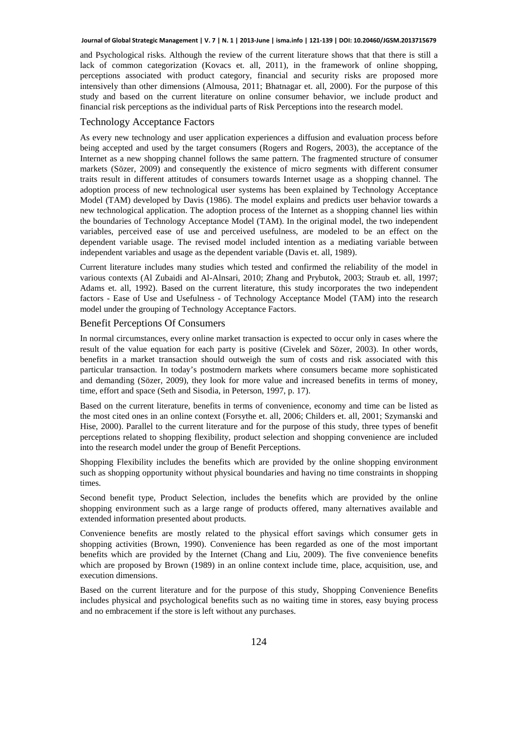and Psychological risks. Although the review of the current literature shows that that there is still a lack of common categorization (Kovacs et. all, 2011), in the framework of online shopping, perceptions associated with product category, financial and security risks are proposed more intensively than other dimensions (Almousa, 2011; Bhatnagar et. all, 2000). For the purpose of this study and based on the current literature on online consumer behavior, we include product and financial risk perceptions as the individual parts of Risk Perceptions into the research model.

## Technology Acceptance Factors

As every new technology and user application experiences a diffusion and evaluation process before being accepted and used by the target consumers (Rogers and Rogers, 2003), the acceptance of the Internet as a new shopping channel follows the same pattern. The fragmented structure of consumer markets (Sözer, 2009) and consequently the existence of micro segments with different consumer traits result in different attitudes of consumers towards Internet usage as a shopping channel. The adoption process of new technological user systems has been explained by Technology Acceptance Model (TAM) developed by Davis (1986). The model explains and predicts user behavior towards a new technological application. The adoption process of the Internet as a shopping channel lies within the boundaries of Technology Acceptance Model (TAM). In the original model, the two independent variables, perceived ease of use and perceived usefulness, are modeled to be an effect on the dependent variable usage. The revised model included intention as a mediating variable between independent variables and usage as the dependent variable (Davis et. all, 1989).

Current literature includes many studies which tested and confirmed the reliability of the model in various contexts (Al Zubaidi and Al-Alnsari, 2010; Zhang and Prybutok, 2003; Straub et. all, 1997; Adams et. all, 1992). Based on the current literature, this study incorporates the two independent factors - Ease of Use and Usefulness - of Technology Acceptance Model (TAM) into the research model under the grouping of Technology Acceptance Factors.

## Benefit Perceptions Of Consumers

In normal circumstances, every online market transaction is expected to occur only in cases where the result of the value equation for each party is positive (Civelek and Sözer, 2003). In other words, benefits in a market transaction should outweigh the sum of costs and risk associated with this particular transaction. In today's postmodern markets where consumers became more sophisticated and demanding (Sözer, 2009), they look for more value and increased benefits in terms of money, time, effort and space (Seth and Sisodia, in Peterson, 1997, p. 17).

Based on the current literature, benefits in terms of convenience, economy and time can be listed as the most cited ones in an online context (Forsythe et. all, 2006; Childers et. all, 2001; Szymanski and Hise, 2000). Parallel to the current literature and for the purpose of this study, three types of benefit perceptions related to shopping flexibility, product selection and shopping convenience are included into the research model under the group of Benefit Perceptions.

Shopping Flexibility includes the benefits which are provided by the online shopping environment such as shopping opportunity without physical boundaries and having no time constraints in shopping times.

Second benefit type, Product Selection, includes the benefits which are provided by the online shopping environment such as a large range of products offered, many alternatives available and extended information presented about products.

Convenience benefits are mostly related to the physical effort savings which consumer gets in shopping activities (Brown, 1990). Convenience has been regarded as one of the most important benefits which are provided by the Internet (Chang and Liu, 2009). The five convenience benefits which are proposed by Brown (1989) in an online context include time, place, acquisition, use, and execution dimensions.

Based on the current literature and for the purpose of this study, Shopping Convenience Benefits includes physical and psychological benefits such as no waiting time in stores, easy buying process and no embracement if the store is left without any purchases.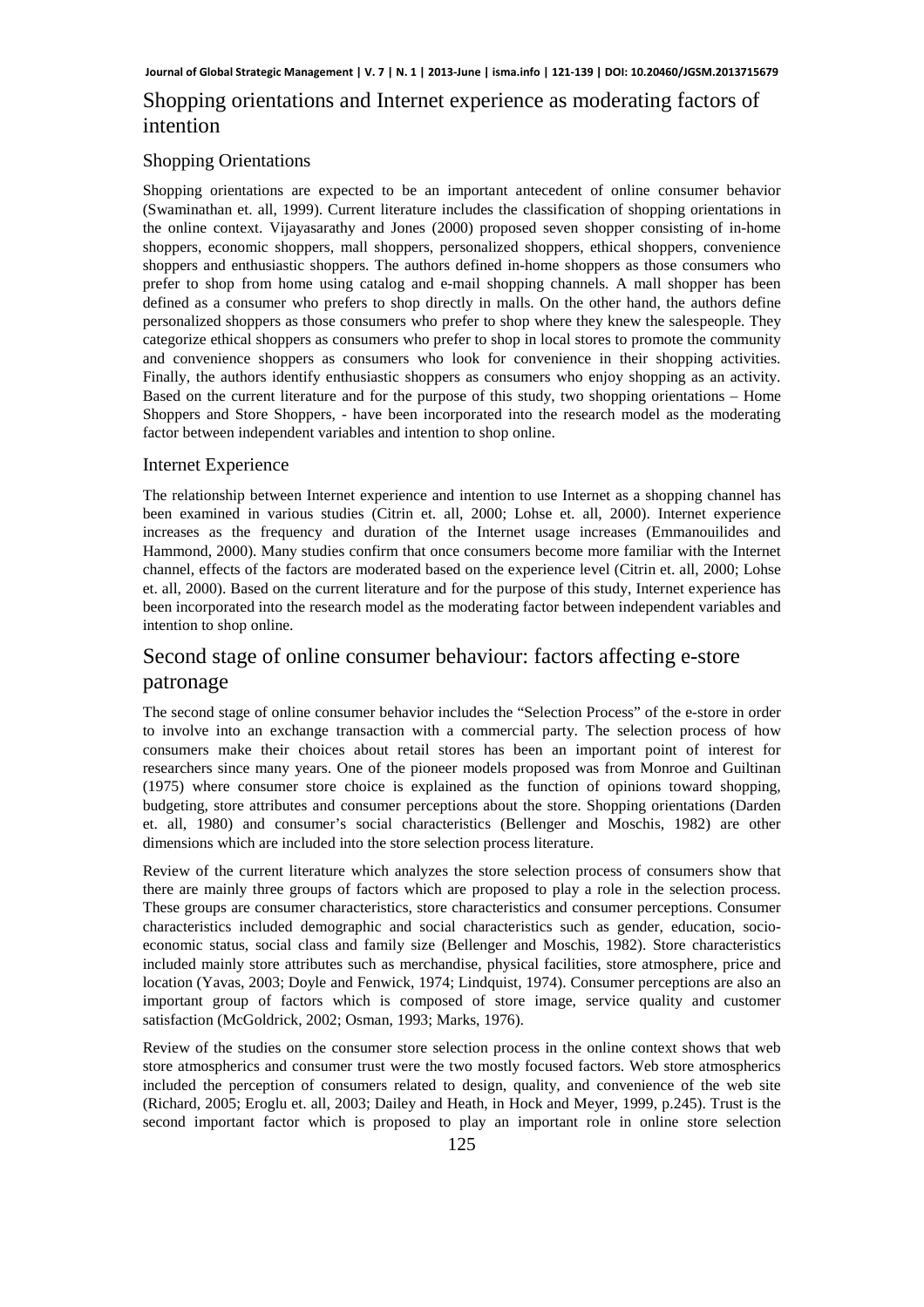## Shopping orientations and Internet experience as moderating factors of intention

### Shopping Orientations

Shopping orientations are expected to be an important antecedent of online consumer behavior (Swaminathan et. all, 1999). Current literature includes the classification of shopping orientations in the online context. Vijayasarathy and Jones (2000) proposed seven shopper consisting of in-home shoppers, economic shoppers, mall shoppers, personalized shoppers, ethical shoppers, convenience shoppers and enthusiastic shoppers. The authors defined in-home shoppers as those consumers who prefer to shop from home using catalog and e-mail shopping channels. A mall shopper has been defined as a consumer who prefers to shop directly in malls. On the other hand, the authors define personalized shoppers as those consumers who prefer to shop where they knew the salespeople. They categorize ethical shoppers as consumers who prefer to shop in local stores to promote the community and convenience shoppers as consumers who look for convenience in their shopping activities. Finally, the authors identify enthusiastic shoppers as consumers who enjoy shopping as an activity. Based on the current literature and for the purpose of this study, two shopping orientations – Home Shoppers and Store Shoppers, - have been incorporated into the research model as the moderating factor between independent variables and intention to shop online.

### Internet Experience

The relationship between Internet experience and intention to use Internet as a shopping channel has been examined in various studies (Citrin et. all, 2000; Lohse et. all, 2000). Internet experience increases as the frequency and duration of the Internet usage increases (Emmanouilides and Hammond, 2000). Many studies confirm that once consumers become more familiar with the Internet channel, effects of the factors are moderated based on the experience level (Citrin et. all, 2000; Lohse et. all, 2000). Based on the current literature and for the purpose of this study, Internet experience has been incorporated into the research model as the moderating factor between independent variables and intention to shop online.

## Second stage of online consumer behaviour: factors affecting e-store patronage

The second stage of online consumer behavior includes the "Selection Process" of the e-store in order to involve into an exchange transaction with a commercial party. The selection process of how consumers make their choices about retail stores has been an important point of interest for researchers since many years. One of the pioneer models proposed was from Monroe and Guiltinan (1975) where consumer store choice is explained as the function of opinions toward shopping, budgeting, store attributes and consumer perceptions about the store. Shopping orientations (Darden et. all, 1980) and consumer's social characteristics (Bellenger and Moschis, 1982) are other dimensions which are included into the store selection process literature.

Review of the current literature which analyzes the store selection process of consumers show that there are mainly three groups of factors which are proposed to play a role in the selection process. These groups are consumer characteristics, store characteristics and consumer perceptions. Consumer characteristics included demographic and social characteristics such as gender, education, socio-economic status, social class and family size (Bellenger and Moschis, 1982). Store characteristics included mainly store attributes such as merchandise, physical facilities, store atmosphere, price and location (Yavas, 2003; Doyle and Fenwick, 1974; Lindquist, 1974). Consumer perceptions are also an important group of factors which is composed of store image, service quality and customer satisfaction (McGoldrick, 2002; Osman, 1993; Marks, 1976).

Review of the studies on the consumer store selection process in the online context shows that web store atmospherics and consumer trust were the two mostly focused factors. Web store atmospherics included the perception of consumers related to design, quality, and convenience of the web site (Richard, 2005; Eroglu et. all, 2003; Dailey and Heath, in Hock and Meyer, 1999, p.245). Trust is the second important factor which is proposed to play an important role in online store selection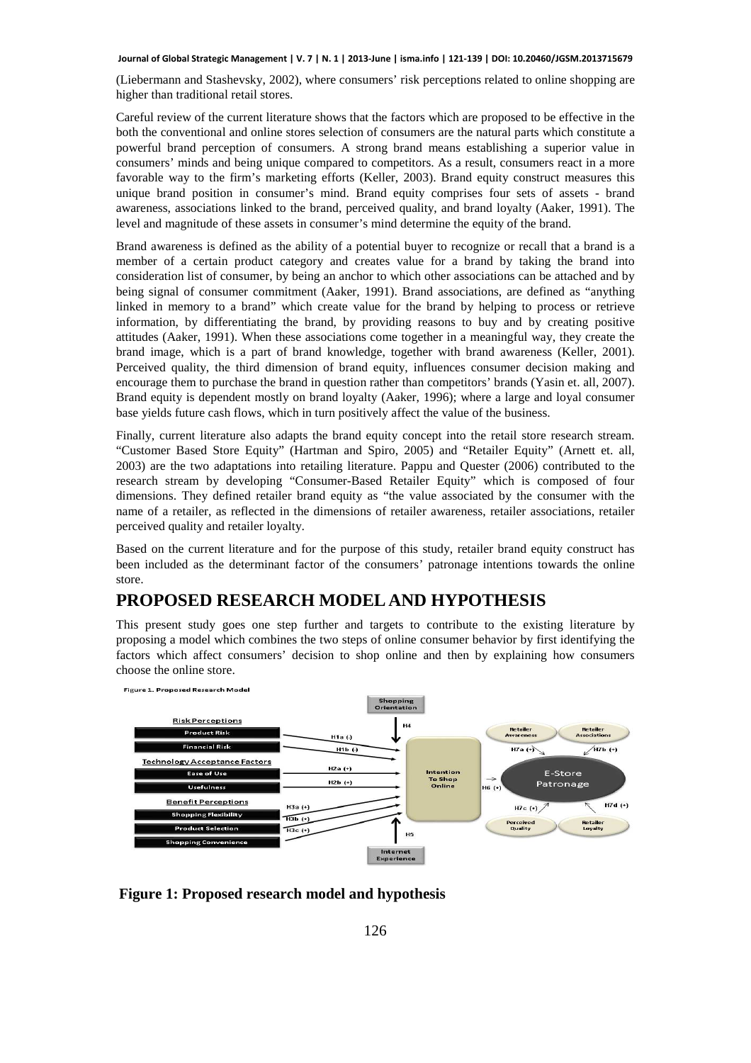(Liebermann and Stashevsky, 2002), where consumers' risk perceptions related to online shopping are higher than traditional retail stores.

Careful review of the current literature shows that the factors which are proposed to be effective in the both the conventional and online stores selection of consumers are the natural parts which constitute a powerful brand perception of consumers. A strong brand means establishing a superior value in consumers' minds and being unique compared to competitors. As a result, consumers react in a more favorable way to the firm's marketing efforts (Keller, 2003). Brand equity construct measures this unique brand position in consumer's mind. Brand equity comprises four sets of assets - brand awareness, associations linked to the brand, perceived quality, and brand loyalty (Aaker, 1991). The level and magnitude of these assets in consumer's mind determine the equity of the brand.

Brand awareness is defined as the ability of a potential buyer to recognize or recall that a brand is a member of a certain product category and creates value for a brand by taking the brand into consideration list of consumer, by being an anchor to which other associations can be attached and by being signal of consumer commitment (Aaker, 1991). Brand associations, are defined as "anything linked in memory to a brand" which create value for the brand by helping to process or retrieve information, by differentiating the brand, by providing reasons to buy and by creating positive attitudes (Aaker, 1991). When these associations come together in a meaningful way, they create the brand image, which is a part of brand knowledge, together with brand awareness (Keller, 2001). Perceived quality, the third dimension of brand equity, influences consumer decision making and encourage them to purchase the brand in question rather than competitors' brands (Yasin et. all, 2007). Brand equity is dependent mostly on brand loyalty (Aaker, 1996); where a large and loyal consumer base yields future cash flows, which in turn positively affect the value of the business.

Finally, current literature also adapts the brand equity concept into the retail store research stream. "Customer Based Store Equity" (Hartman and Spiro, 2005) and "Retailer Equity" (Arnett et. all, 2003) are the two adaptations into retailing literature. Pappu and Quester (2006) contributed to the research stream by developing "Consumer-Based Retailer Equity" which is composed of four dimensions. They defined retailer brand equity as "the value associated by the consumer with the name of a retailer, as reflected in the dimensions of retailer awareness, retailer associations, retailer perceived quality and retailer loyalty.

Based on the current literature and for the purpose of this study, retailer brand equity construct has been included as the determinant factor of the consumers' patronage intentions towards the online store.

## PROPOSED RESEARCH MODEL AND HYPOTHESIS

This present study goes one step further and targets to contribute to the existing literature by proposing a model which combines the two steps of online consumer behavior by first identifying the factors which affect consumers' decision to shop online and then by explaining how consumers choose the online store.

Figure 1. Proposed Research Model

Risk Perceptions: Product Risk (H1a (-)), Financial Risk (H1b (-))
Technology Acceptance Factors: Ease of Use (H2a (+)), Usefulness (H2b (+))
Benefit Perceptions: Shopping Flexibility (H3a (+)), Product Selection (H3b (+)), Shopping Convenience (H3c (+))
Shopping Orientation (H4), Internet Experience (H5) → Intention To Shop Online
Intention To Shop Online → E-Store Patronage (H6 (+))
Retailer Awareness (H7a (+)), Retailer Associations (H7b (+)), Perceived Quality (H7c (+)), Retailer Loyalty (H7d (+)) → E-Store Patronage

**Figure 1: Proposed research model and hypothesis**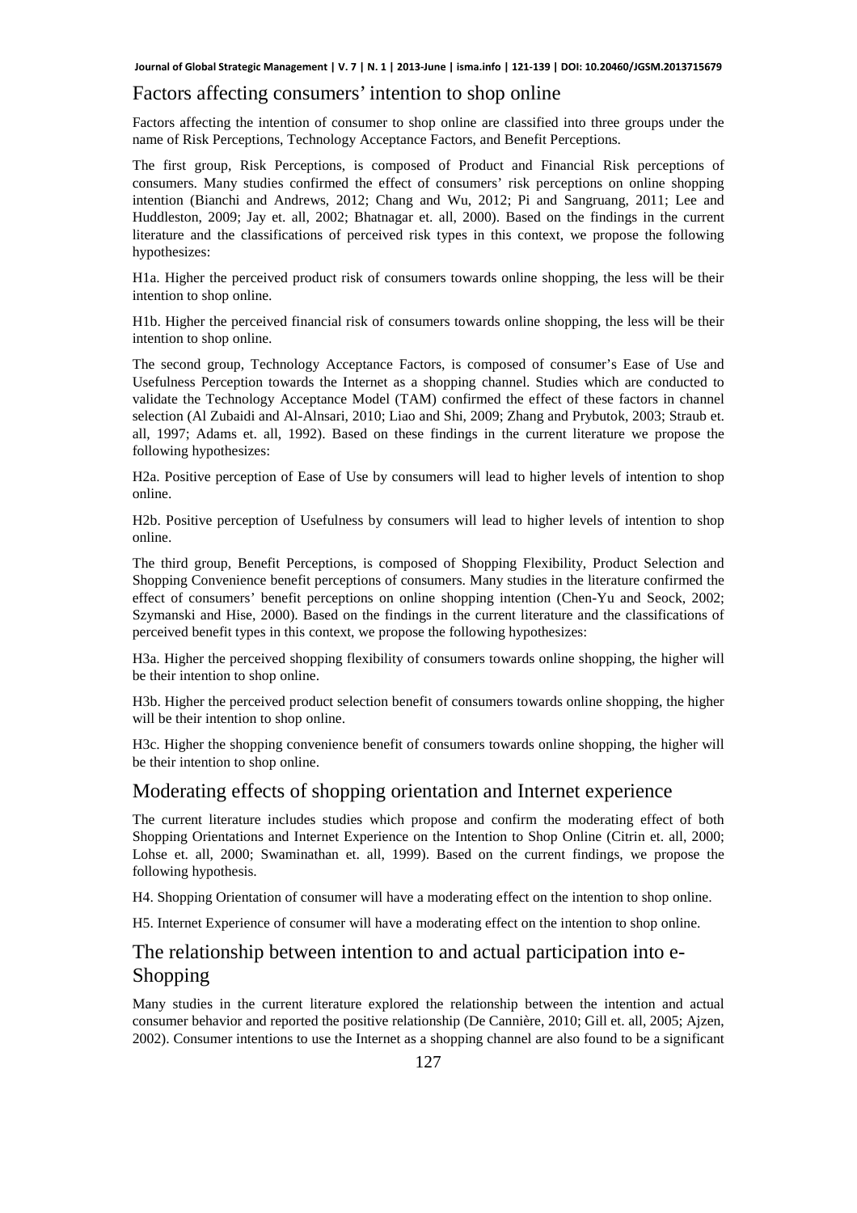## Factors affecting consumers' intention to shop online

Factors affecting the intention of consumer to shop online are classified into three groups under the name of Risk Perceptions, Technology Acceptance Factors, and Benefit Perceptions.

The first group, Risk Perceptions, is composed of Product and Financial Risk perceptions of consumers. Many studies confirmed the effect of consumers' risk perceptions on online shopping intention (Bianchi and Andrews, 2012; Chang and Wu, 2012; Pi and Sangruang, 2011; Lee and Huddleston, 2009; Jay et. all, 2002; Bhatnagar et. all, 2000). Based on the findings in the current literature and the classifications of perceived risk types in this context, we propose the following hypothesizes:

H1a. Higher the perceived product risk of consumers towards online shopping, the less will be their intention to shop online.

H1b. Higher the perceived financial risk of consumers towards online shopping, the less will be their intention to shop online.

The second group, Technology Acceptance Factors, is composed of consumer's Ease of Use and Usefulness Perception towards the Internet as a shopping channel. Studies which are conducted to validate the Technology Acceptance Model (TAM) confirmed the effect of these factors in channel selection (Al Zubaidi and Al-Alnsari, 2010; Liao and Shi, 2009; Zhang and Prybutok, 2003; Straub et. all, 1997; Adams et. all, 1992). Based on these findings in the current literature we propose the following hypothesizes:

H2a. Positive perception of Ease of Use by consumers will lead to higher levels of intention to shop online.

H2b. Positive perception of Usefulness by consumers will lead to higher levels of intention to shop online.

The third group, Benefit Perceptions, is composed of Shopping Flexibility, Product Selection and Shopping Convenience benefit perceptions of consumers. Many studies in the literature confirmed the effect of consumers' benefit perceptions on online shopping intention (Chen-Yu and Seock, 2002; Szymanski and Hise, 2000). Based on the findings in the current literature and the classifications of perceived benefit types in this context, we propose the following hypothesizes:

H3a. Higher the perceived shopping flexibility of consumers towards online shopping, the higher will be their intention to shop online.

H3b. Higher the perceived product selection benefit of consumers towards online shopping, the higher will be their intention to shop online.

H3c. Higher the shopping convenience benefit of consumers towards online shopping, the higher will be their intention to shop online.

## Moderating effects of shopping orientation and Internet experience

The current literature includes studies which propose and confirm the moderating effect of both Shopping Orientations and Internet Experience on the Intention to Shop Online (Citrin et. all, 2000; Lohse et. all, 2000; Swaminathan et. all, 1999). Based on the current findings, we propose the following hypothesis.

H4. Shopping Orientation of consumer will have a moderating effect on the intention to shop online.

H5. Internet Experience of consumer will have a moderating effect on the intention to shop online.

## The relationship between intention to and actual participation into e-Shopping

Many studies in the current literature explored the relationship between the intention and actual consumer behavior and reported the positive relationship (De Cannière, 2010; Gill et. all, 2005; Ajzen, 2002). Consumer intentions to use the Internet as a shopping channel are also found to be a significant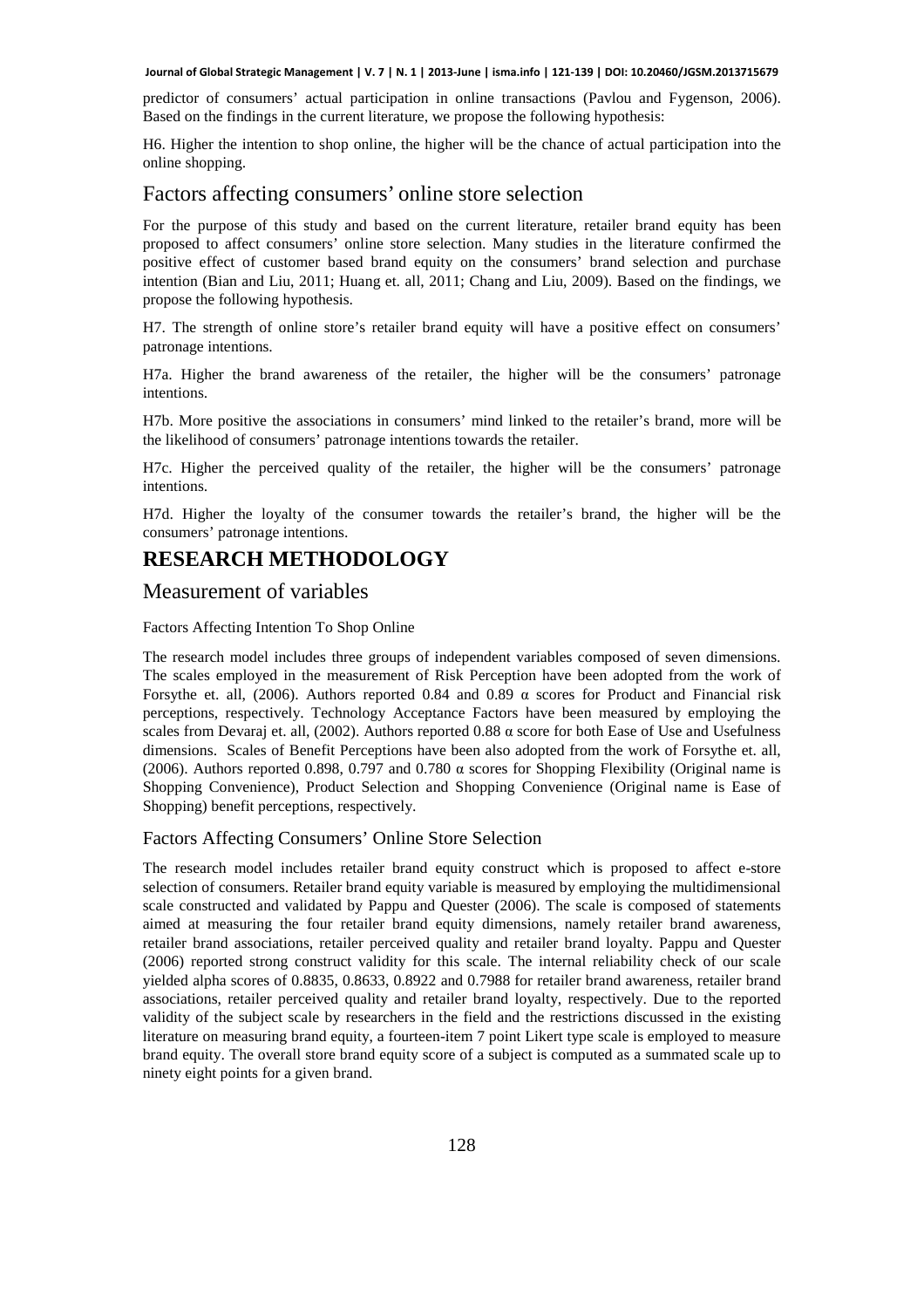predictor of consumers' actual participation in online transactions (Pavlou and Fygenson, 2006). Based on the findings in the current literature, we propose the following hypothesis:

H6. Higher the intention to shop online, the higher will be the chance of actual participation into the online shopping.

## Factors affecting consumers' online store selection

For the purpose of this study and based on the current literature, retailer brand equity has been proposed to affect consumers' online store selection. Many studies in the literature confirmed the positive effect of customer based brand equity on the consumers' brand selection and purchase intention (Bian and Liu, 2011; Huang et. all, 2011; Chang and Liu, 2009). Based on the findings, we propose the following hypothesis.

H7. The strength of online store's retailer brand equity will have a positive effect on consumers' patronage intentions.

H7a. Higher the brand awareness of the retailer, the higher will be the consumers' patronage intentions.

H7b. More positive the associations in consumers' mind linked to the retailer's brand, more will be the likelihood of consumers' patronage intentions towards the retailer.

H7c. Higher the perceived quality of the retailer, the higher will be the consumers' patronage intentions.

H7d. Higher the loyalty of the consumer towards the retailer's brand, the higher will be the consumers' patronage intentions.

# RESEARCH METHODOLOGY

## Measurement of variables

### Factors Affecting Intention To Shop Online

The research model includes three groups of independent variables composed of seven dimensions. The scales employed in the measurement of Risk Perception have been adopted from the work of Forsythe et. all, (2006). Authors reported 0.84 and 0.89 $\alpha$ scores for Product and Financial risk perceptions, respectively. Technology Acceptance Factors have been measured by employing the scales from Devaraj et. all, (2002). Authors reported 0.88 $\alpha$ score for both Ease of Use and Usefulness dimensions. Scales of Benefit Perceptions have been also adopted from the work of Forsythe et. all, (2006). Authors reported 0.898, 0.797 and 0.780 $\alpha$ scores for Shopping Flexibility (Original name is Shopping Convenience), Product Selection and Shopping Convenience (Original name is Ease of Shopping) benefit perceptions, respectively.

### Factors Affecting Consumers' Online Store Selection

The research model includes retailer brand equity construct which is proposed to affect e-store selection of consumers. Retailer brand equity variable is measured by employing the multidimensional scale constructed and validated by Pappu and Quester (2006). The scale is composed of statements aimed at measuring the four retailer brand equity dimensions, namely retailer brand awareness, retailer brand associations, retailer perceived quality and retailer brand loyalty. Pappu and Quester (2006) reported strong construct validity for this scale. The internal reliability check of our scale yielded alpha scores of 0.8835, 0.8633, 0.8922 and 0.7988 for retailer brand awareness, retailer brand associations, retailer perceived quality and retailer brand loyalty, respectively. Due to the reported validity of the subject scale by researchers in the field and the restrictions discussed in the existing literature on measuring brand equity, a fourteen-item 7 point Likert type scale is employed to measure brand equity. The overall store brand equity score of a subject is computed as a summated scale up to ninety eight points for a given brand.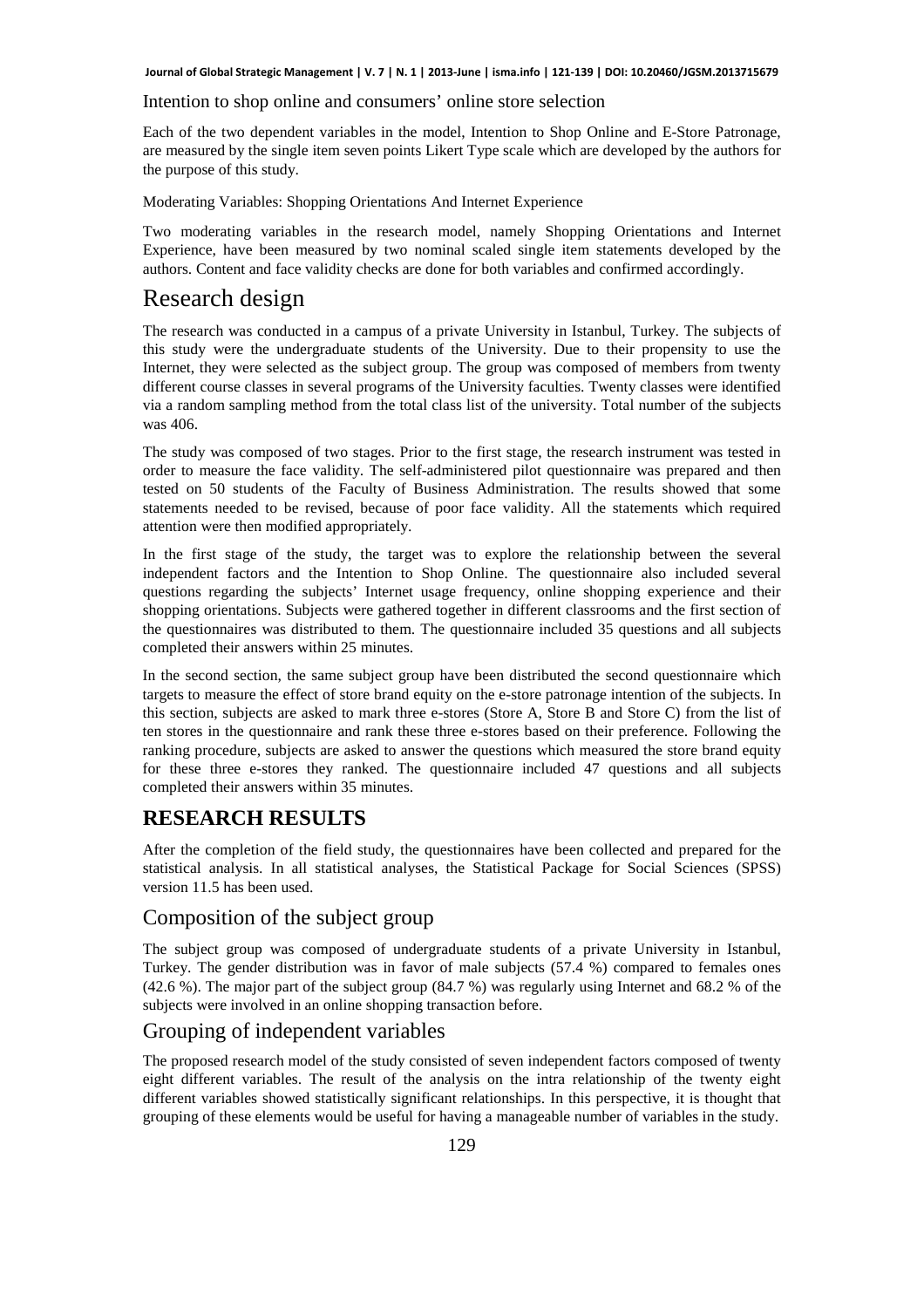Intention to shop online and consumers' online store selection

Each of the two dependent variables in the model, Intention to Shop Online and E-Store Patronage, are measured by the single item seven points Likert Type scale which are developed by the authors for the purpose of this study.

Moderating Variables: Shopping Orientations And Internet Experience

Two moderating variables in the research model, namely Shopping Orientations and Internet Experience, have been measured by two nominal scaled single item statements developed by the authors. Content and face validity checks are done for both variables and confirmed accordingly.

## Research design

The research was conducted in a campus of a private University in Istanbul, Turkey. The subjects of this study were the undergraduate students of the University. Due to their propensity to use the Internet, they were selected as the subject group. The group was composed of members from twenty different course classes in several programs of the University faculties. Twenty classes were identified via a random sampling method from the total class list of the university. Total number of the subjects was 406.

The study was composed of two stages. Prior to the first stage, the research instrument was tested in order to measure the face validity. The self-administered pilot questionnaire was prepared and then tested on 50 students of the Faculty of Business Administration. The results showed that some statements needed to be revised, because of poor face validity. All the statements which required attention were then modified appropriately.

In the first stage of the study, the target was to explore the relationship between the several independent factors and the Intention to Shop Online. The questionnaire also included several questions regarding the subjects' Internet usage frequency, online shopping experience and their shopping orientations. Subjects were gathered together in different classrooms and the first section of the questionnaires was distributed to them. The questionnaire included 35 questions and all subjects completed their answers within 25 minutes.

In the second section, the same subject group have been distributed the second questionnaire which targets to measure the effect of store brand equity on the e-store patronage intention of the subjects. In this section, subjects are asked to mark three e-stores (Store A, Store B and Store C) from the list of ten stores in the questionnaire and rank these three e-stores based on their preference. Following the ranking procedure, subjects are asked to answer the questions which measured the store brand equity for these three e-stores they ranked. The questionnaire included 47 questions and all subjects completed their answers within 35 minutes.

# RESEARCH RESULTS

After the completion of the field study, the questionnaires have been collected and prepared for the statistical analysis. In all statistical analyses, the Statistical Package for Social Sciences (SPSS) version 11.5 has been used.

## Composition of the subject group

The subject group was composed of undergraduate students of a private University in Istanbul, Turkey. The gender distribution was in favor of male subjects (57.4 %) compared to females ones (42.6 %). The major part of the subject group (84.7 %) was regularly using Internet and 68.2 % of the subjects were involved in an online shopping transaction before.

## Grouping of independent variables

The proposed research model of the study consisted of seven independent factors composed of twenty eight different variables. The result of the analysis on the intra relationship of the twenty eight different variables showed statistically significant relationships. In this perspective, it is thought that grouping of these elements would be useful for having a manageable number of variables in the study.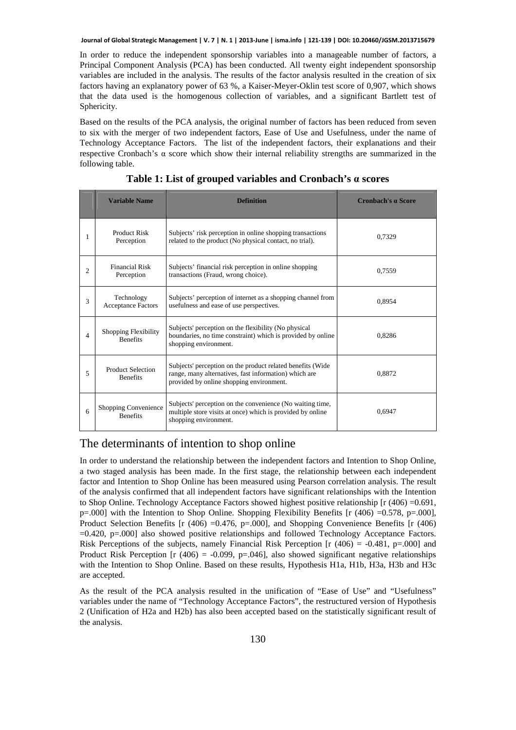In order to reduce the independent sponsorship variables into a manageable number of factors, a Principal Component Analysis (PCA) has been conducted. All twenty eight independent sponsorship variables are included in the analysis. The results of the factor analysis resulted in the creation of six factors having an explanatory power of 63 %, a Kaiser-Meyer-Oklin test score of 0,907, which shows that the data used is the homogenous collection of variables, and a significant Bartlett test of Sphericity.

Based on the results of the PCA analysis, the original number of factors has been reduced from seven to six with the merger of two independent factors, Ease of Use and Usefulness, under the name of Technology Acceptance Factors. The list of the independent factors, their explanations and their respective Cronbach's α score which show their internal reliability strengths are summarized in the following table.

**Table 1: List of grouped variables and Cronbach's α scores**

| | Variable Name | Definition | Cronbach's α Score |
|---|---|---|---|
| 1 | Product Risk Perception | Subjects' risk perception in online shopping transactions related to the product (No physical contact, no trial). | 0,7329 |
| 2 | Financial Risk Perception | Subjects' financial risk perception in online shopping transactions (Fraud, wrong choice). | 0,7559 |
| 3 | Technology Acceptance Factors | Subjects' perception of internet as a shopping channel from usefulness and ease of use perspectives. | 0,8954 |
| 4 | Shopping Flexibility Benefits | Subjects' perception on the flexibility (No physical boundaries, no time constraint) which is provided by online shopping environment. | 0,8286 |
| 5 | Product Selection Benefits | Subjects' perception on the product related benefits (Wide range, many alternatives, fast information) which are provided by online shopping environment. | 0,8872 |
| 6 | Shopping Convenience Benefits | Subjects' perception on the convenience (No waiting time, multiple store visits at once) which is provided by online shopping environment. | 0,6947 |

## The determinants of intention to shop online

In order to understand the relationship between the independent factors and Intention to Shop Online, a two staged analysis has been made. In the first stage, the relationship between each independent factor and Intention to Shop Online has been measured using Pearson correlation analysis. The result of the analysis confirmed that all independent factors have significant relationships with the Intention to Shop Online. Technology Acceptance Factors showed highest positive relationship [$r(406) = 0.691$, $p = .000$] with the Intention to Shop Online. Shopping Flexibility Benefits [$r(406) = 0.578$, $p = .000$], Product Selection Benefits [$r(406) = 0.476$, $p = .000$], and Shopping Convenience Benefits [$r(406) = 0.420$, $p = .000$] also showed positive relationships and followed Technology Acceptance Factors. Risk Perceptions of the subjects, namely Financial Risk Perception [$r(406) = -0.481$, $p = .000$] and Product Risk Perception [$r(406) = -0.099$, $p = .046$], also showed significant negative relationships with the Intention to Shop Online. Based on these results, Hypothesis H1a, H1b, H3a, H3b and H3c are accepted.

As the result of the PCA analysis resulted in the unification of "Ease of Use" and "Usefulness" variables under the name of "Technology Acceptance Factors", the restructured version of Hypothesis 2 (Unification of H2a and H2b) has also been accepted based on the statistically significant result of the analysis.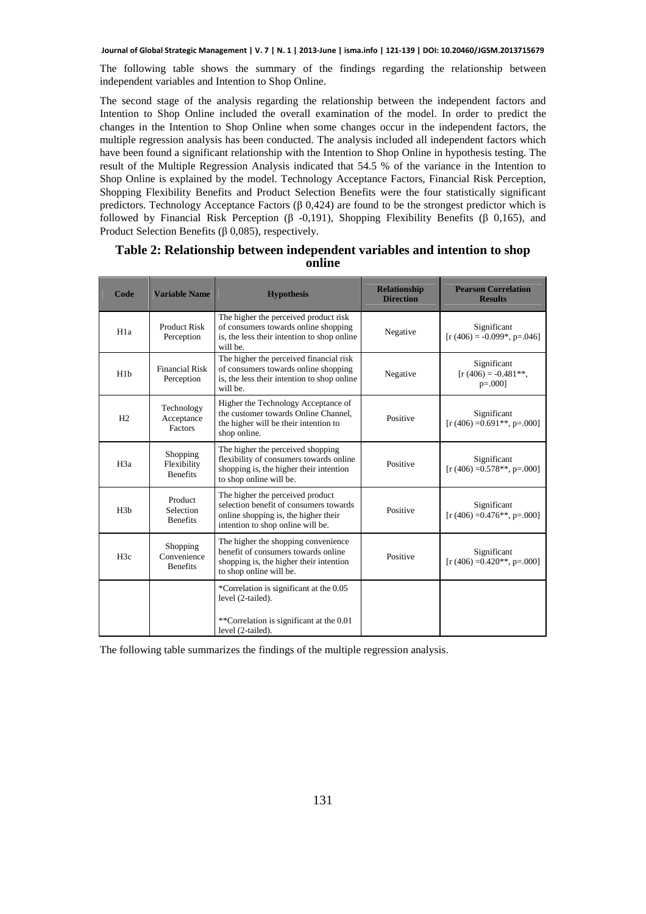The following table shows the summary of the findings regarding the relationship between independent variables and Intention to Shop Online.

The second stage of the analysis regarding the relationship between the independent factors and Intention to Shop Online included the overall examination of the model. In order to predict the changes in the Intention to Shop Online when some changes occur in the independent factors, the multiple regression analysis has been conducted. The analysis included all independent factors which have been found a significant relationship with the Intention to Shop Online in hypothesis testing. The result of the Multiple Regression Analysis indicated that 54.5 % of the variance in the Intention to Shop Online is explained by the model. Technology Acceptance Factors, Financial Risk Perception, Shopping Flexibility Benefits and Product Selection Benefits were the four statistically significant predictors. Technology Acceptance Factors (β 0,424) are found to be the strongest predictor which is followed by Financial Risk Perception (β -0,191), Shopping Flexibility Benefits (β 0,165), and Product Selection Benefits (β 0,085), respectively.

**Table 2: Relationship between independent variables and intention to shop online**

| Code | Variable Name | Hypothesis | Relationship Direction | Pearson Correlation Results |
|---|---|---|---|---|
| H1a | Product Risk Perception | The higher the perceived product risk of consumers towards online shopping is, the less their intention to shop online will be. | Negative | Significant [r (406) = -0.099*, p=.046] |
| H1b | Financial Risk Perception | The higher the perceived financial risk of consumers towards online shopping is, the less their intention to shop online will be. | Negative | Significant [r (406) = -0.481**, p=.000] |
| H2 | Technology Acceptance Factors | Higher the Technology Acceptance of the customer towards Online Channel, the higher will be their intention to shop online. | Positive | Significant [r (406) =0.691**, p=.000] |
| H3a | Shopping Flexibility Benefits | The higher the perceived shopping flexibility of consumers towards online shopping is, the higher their intention to shop online will be. | Positive | Significant [r (406) =0.578**, p=.000] |
| H3b | Product Selection Benefits | The higher the perceived product selection benefit of consumers towards online shopping is, the higher their intention to shop online will be. | Positive | Significant [r (406) =0.476**, p=.000] |
| H3c | Shopping Convenience Benefits | The higher the shopping convenience benefit of consumers towards online shopping is, the higher their intention to shop online will be. | Positive | Significant [r (406) =0.420**, p=.000] |
| | | *Correlation is significant at the 0.05 level (2-tailed). **Correlation is significant at the 0.01 level (2-tailed). | | |

The following table summarizes the findings of the multiple regression analysis.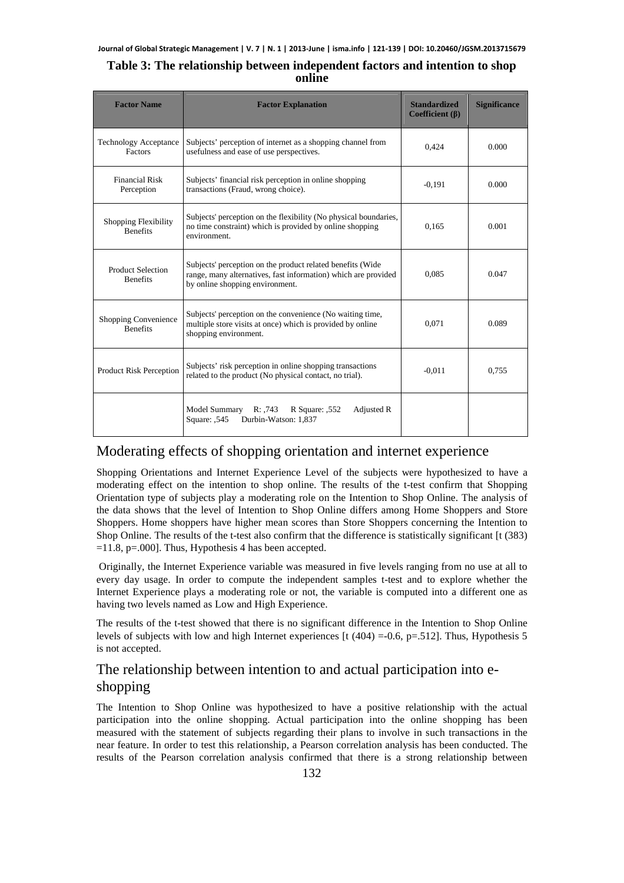**Table 3: The relationship between independent factors and intention to shop online**

| Factor Name | Factor Explanation | Standardized Coefficient (β) | Significance |
|---|---|---|---|
| Technology Acceptance Factors | Subjects' perception of internet as a shopping channel from usefulness and ease of use perspectives. | 0,424 | 0.000 |
| Financial Risk Perception | Subjects' financial risk perception in online shopping transactions (Fraud, wrong choice). | -0,191 | 0.000 |
| Shopping Flexibility Benefits | Subjects' perception on the flexibility (No physical boundaries, no time constraint) which is provided by online shopping environment. | 0,165 | 0.001 |
| Product Selection Benefits | Subjects' perception on the product related benefits (Wide range, many alternatives, fast information) which are provided by online shopping environment. | 0,085 | 0.047 |
| Shopping Convenience Benefits | Subjects' perception on the convenience (No waiting time, multiple store visits at once) which is provided by online shopping environment. | 0,071 | 0.089 |
| Product Risk Perception | Subjects' risk perception in online shopping transactions related to the product (No physical contact, no trial). | -0,011 | 0,755 |
| | Model Summary R: ,743 R Square: ,552 Adjusted R Square: ,545 Durbin-Watson: 1,837 | | |

## Moderating effects of shopping orientation and internet experience

Shopping Orientations and Internet Experience Level of the subjects were hypothesized to have a moderating effect on the intention to shop online. The results of the t-test confirm that Shopping Orientation type of subjects play a moderating role on the Intention to Shop Online. The analysis of the data shows that the level of Intention to Shop Online differs among Home Shoppers and Store Shoppers. Home shoppers have higher mean scores than Store Shoppers concerning the Intention to Shop Online. The results of the t-test also confirm that the difference is statistically significant [t (383) =11.8, p=.000]. Thus, Hypothesis 4 has been accepted.

Originally, the Internet Experience variable was measured in five levels ranging from no use at all to every day usage. In order to compute the independent samples t-test and to explore whether the Internet Experience plays a moderating role or not, the variable is computed into a different one as having two levels named as Low and High Experience.

The results of the t-test showed that there is no significant difference in the Intention to Shop Online levels of subjects with low and high Internet experiences [t (404) =-0.6, p=.512]. Thus, Hypothesis 5 is not accepted.

## The relationship between intention to and actual participation into e-shopping

The Intention to Shop Online was hypothesized to have a positive relationship with the actual participation into the online shopping. Actual participation into the online shopping has been measured with the statement of subjects regarding their plans to involve in such transactions in the near feature. In order to test this relationship, a Pearson correlation analysis has been conducted. The results of the Pearson correlation analysis confirmed that there is a strong relationship between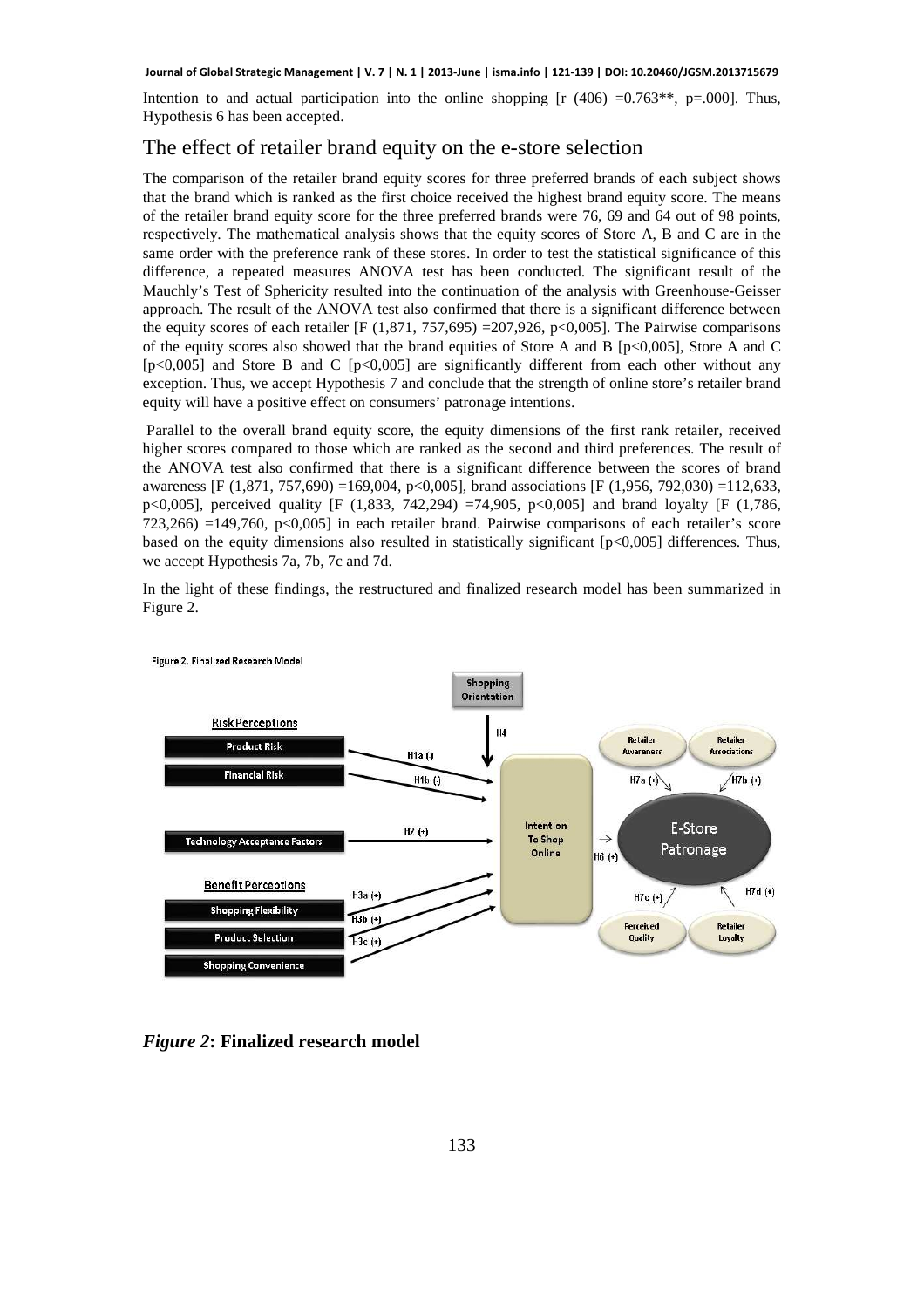Intention to and actual participation into the online shopping [r (406) =0.763**, p=.000]. Thus, Hypothesis 6 has been accepted.

## The effect of retailer brand equity on the e-store selection

The comparison of the retailer brand equity scores for three preferred brands of each subject shows that the brand which is ranked as the first choice received the highest brand equity score. The means of the retailer brand equity score for the three preferred brands were 76, 69 and 64 out of 98 points, respectively. The mathematical analysis shows that the equity scores of Store A, B and C are in the same order with the preference rank of these stores. In order to test the statistical significance of this difference, a repeated measures ANOVA test has been conducted. The significant result of the Mauchly's Test of Sphericity resulted into the continuation of the analysis with Greenhouse-Geisser approach. The result of the ANOVA test also confirmed that there is a significant difference between the equity scores of each retailer [F (1,871, 757,695) =207,926, p<0,005]. The Pairwise comparisons of the equity scores also showed that the brand equities of Store A and B [p<0,005], Store A and C [p<0,005] and Store B and C [p<0,005] are significantly different from each other without any exception. Thus, we accept Hypothesis 7 and conclude that the strength of online store's retailer brand equity will have a positive effect on consumers' patronage intentions.

Parallel to the overall brand equity score, the equity dimensions of the first rank retailer, received higher scores compared to those which are ranked as the second and third preferences. The result of the ANOVA test also confirmed that there is a significant difference between the scores of brand awareness [F (1,871, 757,690) =169,004, p<0,005], brand associations [F (1,956, 792,030) =112,633, p<0,005], perceived quality [F (1,833, 742,294) =74,905, p<0,005] and brand loyalty [F (1,786, 723,266) =149,760, p<0,005] in each retailer brand. Pairwise comparisons of each retailer's score based on the equity dimensions also resulted in statistically significant [p<0,005] differences. Thus, we accept Hypothesis 7a, 7b, 7c and 7d.

In the light of these findings, the restructured and finalized research model has been summarized in Figure 2.

Figure 2. Finalized Research Model

*Figure 2*: **Finalized research model**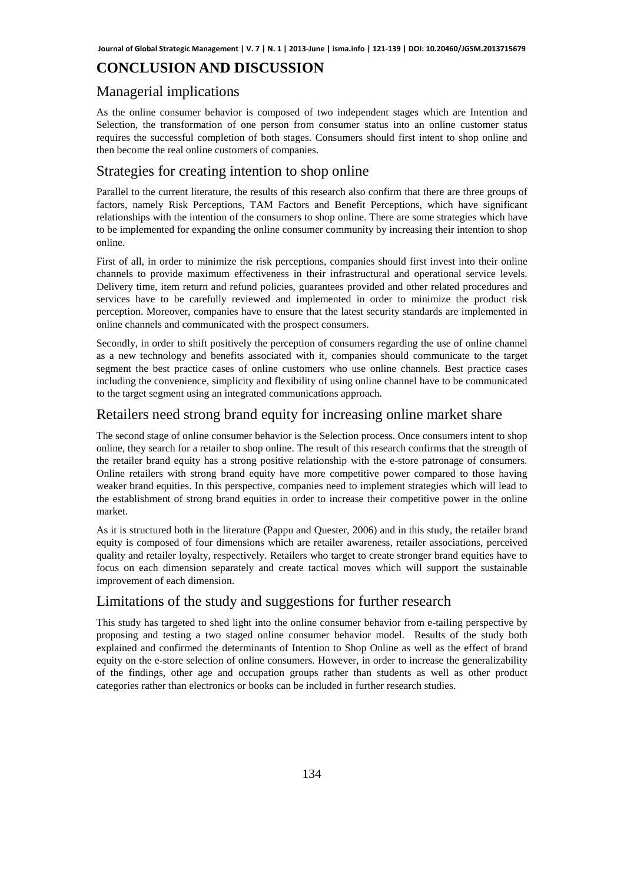# CONCLUSION AND DISCUSSION

## Managerial implications

As the online consumer behavior is composed of two independent stages which are Intention and Selection, the transformation of one person from consumer status into an online customer status requires the successful completion of both stages. Consumers should first intent to shop online and then become the real online customers of companies.

## Strategies for creating intention to shop online

Parallel to the current literature, the results of this research also confirm that there are three groups of factors, namely Risk Perceptions, TAM Factors and Benefit Perceptions, which have significant relationships with the intention of the consumers to shop online. There are some strategies which have to be implemented for expanding the online consumer community by increasing their intention to shop online.

First of all, in order to minimize the risk perceptions, companies should first invest into their online channels to provide maximum effectiveness in their infrastructural and operational service levels. Delivery time, item return and refund policies, guarantees provided and other related procedures and services have to be carefully reviewed and implemented in order to minimize the product risk perception. Moreover, companies have to ensure that the latest security standards are implemented in online channels and communicated with the prospect consumers.

Secondly, in order to shift positively the perception of consumers regarding the use of online channel as a new technology and benefits associated with it, companies should communicate to the target segment the best practice cases of online customers who use online channels. Best practice cases including the convenience, simplicity and flexibility of using online channel have to be communicated to the target segment using an integrated communications approach.

## Retailers need strong brand equity for increasing online market share

The second stage of online consumer behavior is the Selection process. Once consumers intent to shop online, they search for a retailer to shop online. The result of this research confirms that the strength of the retailer brand equity has a strong positive relationship with the e-store patronage of consumers. Online retailers with strong brand equity have more competitive power compared to those having weaker brand equities. In this perspective, companies need to implement strategies which will lead to the establishment of strong brand equities in order to increase their competitive power in the online market.

As it is structured both in the literature (Pappu and Quester, 2006) and in this study, the retailer brand equity is composed of four dimensions which are retailer awareness, retailer associations, perceived quality and retailer loyalty, respectively. Retailers who target to create stronger brand equities have to focus on each dimension separately and create tactical moves which will support the sustainable improvement of each dimension.

## Limitations of the study and suggestions for further research

This study has targeted to shed light into the online consumer behavior from e-tailing perspective by proposing and testing a two staged online consumer behavior model. Results of the study both explained and confirmed the determinants of Intention to Shop Online as well as the effect of brand equity on the e-store selection of online consumers. However, in order to increase the generalizability of the findings, other age and occupation groups rather than students as well as other product categories rather than electronics or books can be included in further research studies.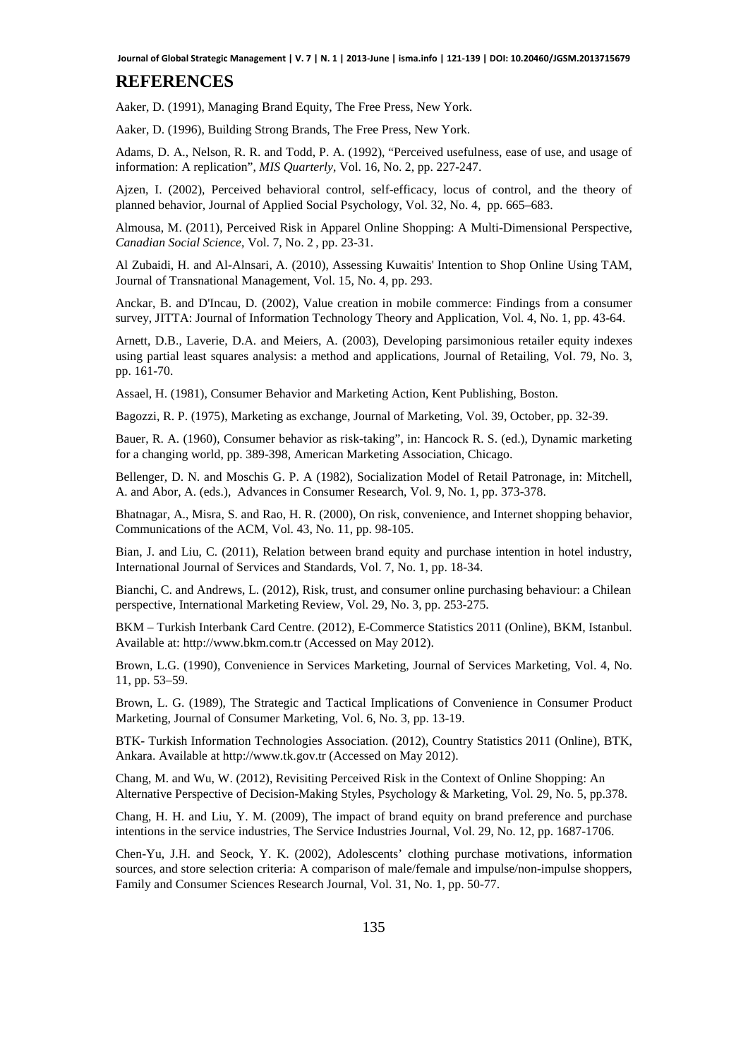## REFERENCES

Aaker, D. (1991), Managing Brand Equity, The Free Press, New York.

Aaker, D. (1996), Building Strong Brands, The Free Press, New York.

Adams, D. A., Nelson, R. R. and Todd, P. A. (1992), "Perceived usefulness, ease of use, and usage of information: A replication", *MIS Quarterly*, Vol. 16, No. 2, pp. 227-247.

Ajzen, I. (2002), Perceived behavioral control, self-efficacy, locus of control, and the theory of planned behavior, Journal of Applied Social Psychology, Vol. 32, No. 4, pp. 665–683.

Almousa, M. (2011), Perceived Risk in Apparel Online Shopping: A Multi-Dimensional Perspective, *Canadian Social Science*, Vol. 7, No. 2 , pp. 23-31.

Al Zubaidi, H. and Al-Alnsari, A. (2010), Assessing Kuwaitis' Intention to Shop Online Using TAM, Journal of Transnational Management, Vol. 15, No. 4, pp. 293.

Anckar, B. and D'Incau, D. (2002), Value creation in mobile commerce: Findings from a consumer survey, JITTA: Journal of Information Technology Theory and Application, Vol. 4, No. 1, pp. 43-64.

Arnett, D.B., Laverie, D.A. and Meiers, A. (2003), Developing parsimonious retailer equity indexes using partial least squares analysis: a method and applications, Journal of Retailing, Vol. 79, No. 3, pp. 161-70.

Assael, H. (1981), Consumer Behavior and Marketing Action, Kent Publishing, Boston.

Bagozzi, R. P. (1975), Marketing as exchange, Journal of Marketing, Vol. 39, October, pp. 32-39.

Bauer, R. A. (1960), Consumer behavior as risk-taking", in: Hancock R. S. (ed.), Dynamic marketing for a changing world, pp. 389-398, American Marketing Association, Chicago.

Bellenger, D. N. and Moschis G. P. A (1982), Socialization Model of Retail Patronage, in: Mitchell, A. and Abor, A. (eds.), Advances in Consumer Research, Vol. 9, No. 1, pp. 373-378.

Bhatnagar, A., Misra, S. and Rao, H. R. (2000), On risk, convenience, and Internet shopping behavior, Communications of the ACM, Vol. 43, No. 11, pp. 98-105.

Bian, J. and Liu, C. (2011), Relation between brand equity and purchase intention in hotel industry, International Journal of Services and Standards, Vol. 7, No. 1, pp. 18-34.

Bianchi, C. and Andrews, L. (2012), Risk, trust, and consumer online purchasing behaviour: a Chilean perspective, International Marketing Review, Vol. 29, No. 3, pp. 253-275.

BKM – Turkish Interbank Card Centre. (2012), E-Commerce Statistics 2011 (Online), BKM, Istanbul. Available at: http://www.bkm.com.tr (Accessed on May 2012).

Brown, L.G. (1990), Convenience in Services Marketing, Journal of Services Marketing, Vol. 4, No. 11, pp. 53–59.

Brown, L. G. (1989), The Strategic and Tactical Implications of Convenience in Consumer Product Marketing, Journal of Consumer Marketing, Vol. 6, No. 3, pp. 13-19.

BTK- Turkish Information Technologies Association. (2012), Country Statistics 2011 (Online), BTK, Ankara. Available at http://www.tk.gov.tr (Accessed on May 2012).

Chang, M. and Wu, W. (2012), Revisiting Perceived Risk in the Context of Online Shopping: An Alternative Perspective of Decision-Making Styles, Psychology & Marketing, Vol. 29, No. 5, pp.378.

Chang, H. H. and Liu, Y. M. (2009), The impact of brand equity on brand preference and purchase intentions in the service industries, The Service Industries Journal, Vol. 29, No. 12, pp. 1687-1706.

Chen-Yu, J.H. and Seock, Y. K. (2002), Adolescents' clothing purchase motivations, information sources, and store selection criteria: A comparison of male/female and impulse/non-impulse shoppers, Family and Consumer Sciences Research Journal, Vol. 31, No. 1, pp. 50-77.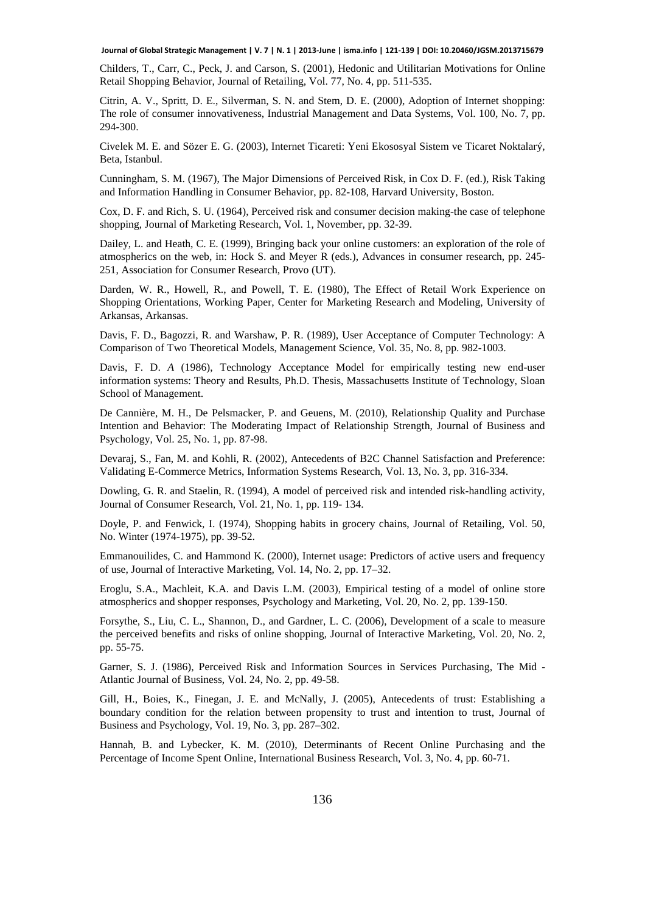Childers, T., Carr, C., Peck, J. and Carson, S. (2001), Hedonic and Utilitarian Motivations for Online Retail Shopping Behavior, Journal of Retailing, Vol. 77, No. 4, pp. 511-535.

Citrin, A. V., Spritt, D. E., Silverman, S. N. and Stem, D. E. (2000), Adoption of Internet shopping: The role of consumer innovativeness, Industrial Management and Data Systems, Vol. 100, No. 7, pp. 294-300.

Civelek M. E. and Sözer E. G. (2003), Internet Ticareti: Yeni Ekososyal Sistem ve Ticaret Noktalarý, Beta, Istanbul.

Cunningham, S. M. (1967), The Major Dimensions of Perceived Risk, in Cox D. F. (ed.), Risk Taking and Information Handling in Consumer Behavior, pp. 82-108, Harvard University, Boston.

Cox, D. F. and Rich, S. U. (1964), Perceived risk and consumer decision making-the case of telephone shopping, Journal of Marketing Research, Vol. 1, November, pp. 32-39.

Dailey, L. and Heath, C. E. (1999), Bringing back your online customers: an exploration of the role of atmospherics on the web, in: Hock S. and Meyer R (eds.), Advances in consumer research, pp. 245-251, Association for Consumer Research, Provo (UT).

Darden, W. R., Howell, R., and Powell, T. E. (1980), The Effect of Retail Work Experience on Shopping Orientations, Working Paper, Center for Marketing Research and Modeling, University of Arkansas, Arkansas.

Davis, F. D., Bagozzi, R. and Warshaw, P. R. (1989), User Acceptance of Computer Technology: A Comparison of Two Theoretical Models, Management Science, Vol. 35, No. 8, pp. 982-1003.

Davis, F. D. *A* (1986), Technology Acceptance Model for empirically testing new end-user information systems: Theory and Results, Ph.D. Thesis, Massachusetts Institute of Technology, Sloan School of Management.

De Cannière, M. H., De Pelsmacker, P. and Geuens, M. (2010), Relationship Quality and Purchase Intention and Behavior: The Moderating Impact of Relationship Strength, Journal of Business and Psychology, Vol. 25, No. 1, pp. 87-98.

Devaraj, S., Fan, M. and Kohli, R. (2002), Antecedents of B2C Channel Satisfaction and Preference: Validating E-Commerce Metrics, Information Systems Research, Vol. 13, No. 3, pp. 316-334.

Dowling, G. R. and Staelin, R. (1994), A model of perceived risk and intended risk-handling activity, Journal of Consumer Research, Vol. 21, No. 1, pp. 119- 134.

Doyle, P. and Fenwick, I. (1974), Shopping habits in grocery chains, Journal of Retailing, Vol. 50, No. Winter (1974-1975), pp. 39-52.

Emmanouilides, C. and Hammond K. (2000), Internet usage: Predictors of active users and frequency of use, Journal of Interactive Marketing, Vol. 14, No. 2, pp. 17–32.

Eroglu, S.A., Machleit, K.A. and Davis L.M. (2003), Empirical testing of a model of online store atmospherics and shopper responses, Psychology and Marketing, Vol. 20, No. 2, pp. 139-150.

Forsythe, S., Liu, C. L., Shannon, D., and Gardner, L. C. (2006), Development of a scale to measure the perceived benefits and risks of online shopping, Journal of Interactive Marketing, Vol. 20, No. 2, pp. 55-75.

Garner, S. J. (1986), Perceived Risk and Information Sources in Services Purchasing, The Mid - Atlantic Journal of Business, Vol. 24, No. 2, pp. 49-58.

Gill, H., Boies, K., Finegan, J. E. and McNally, J. (2005), Antecedents of trust: Establishing a boundary condition for the relation between propensity to trust and intention to trust, Journal of Business and Psychology, Vol. 19, No. 3, pp. 287–302.

Hannah, B. and Lybecker, K. M. (2010), Determinants of Recent Online Purchasing and the Percentage of Income Spent Online, International Business Research, Vol. 3, No. 4, pp. 60-71.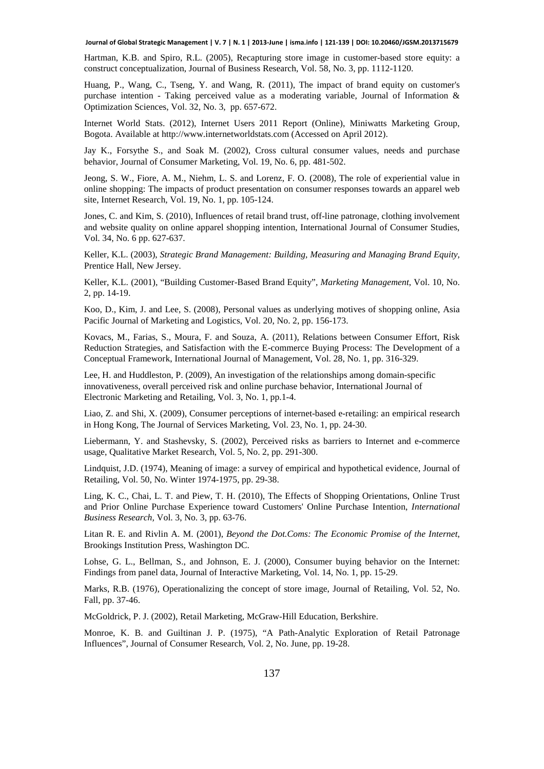Hartman, K.B. and Spiro, R.L. (2005), Recapturing store image in customer-based store equity: a construct conceptualization, Journal of Business Research, Vol. 58, No. 3, pp. 1112-1120.

Huang, P., Wang, C., Tseng, Y. and Wang, R. (2011), The impact of brand equity on customer's purchase intention - Taking perceived value as a moderating variable, Journal of Information & Optimization Sciences, Vol. 32, No. 3, pp. 657-672.

Internet World Stats. (2012), Internet Users 2011 Report (Online), Miniwatts Marketing Group, Bogota. Available at http://www.internetworldstats.com (Accessed on April 2012).

Jay K., Forsythe S., and Soak M. (2002), Cross cultural consumer values, needs and purchase behavior, Journal of Consumer Marketing, Vol. 19, No. 6, pp. 481-502.

Jeong, S. W., Fiore, A. M., Niehm, L. S. and Lorenz, F. O. (2008), The role of experiential value in online shopping: The impacts of product presentation on consumer responses towards an apparel web site, Internet Research, Vol. 19, No. 1, pp. 105-124.

Jones, C. and Kim, S. (2010), Influences of retail brand trust, off-line patronage, clothing involvement and website quality on online apparel shopping intention, International Journal of Consumer Studies, Vol. 34, No. 6 pp. 627-637.

Keller, K.L. (2003), *Strategic Brand Management: Building, Measuring and Managing Brand Equity*, Prentice Hall, New Jersey.

Keller, K.L. (2001), "Building Customer-Based Brand Equity", *Marketing Management*, Vol. 10, No. 2, pp. 14-19.

Koo, D., Kim, J. and Lee, S. (2008), Personal values as underlying motives of shopping online, Asia Pacific Journal of Marketing and Logistics, Vol. 20, No. 2, pp. 156-173.

Kovacs, M., Farias, S., Moura, F. and Souza, A. (2011), Relations between Consumer Effort, Risk Reduction Strategies, and Satisfaction with the E-commerce Buying Process: The Development of a Conceptual Framework, International Journal of Management, Vol. 28, No. 1, pp. 316-329.

Lee, H. and Huddleston, P. (2009), An investigation of the relationships among domain-specific innovativeness, overall perceived risk and online purchase behavior, International Journal of Electronic Marketing and Retailing, Vol. 3, No. 1, pp.1-4.

Liao, Z. and Shi, X. (2009), Consumer perceptions of internet-based e-retailing: an empirical research in Hong Kong, The Journal of Services Marketing, Vol. 23, No. 1, pp. 24-30.

Liebermann, Y. and Stashevsky, S. (2002), Perceived risks as barriers to Internet and e-commerce usage, Qualitative Market Research, Vol. 5, No. 2, pp. 291-300.

Lindquist, J.D. (1974), Meaning of image: a survey of empirical and hypothetical evidence, Journal of Retailing, Vol. 50, No. Winter 1974-1975, pp. 29-38.

Ling, K. C., Chai, L. T. and Piew, T. H. (2010), The Effects of Shopping Orientations, Online Trust and Prior Online Purchase Experience toward Customers' Online Purchase Intention, *International Business Research,* Vol. 3, No. 3, pp. 63-76.

Litan R. E. and Rivlin A. M. (2001), *Beyond the Dot.Coms: The Economic Promise of the Internet*, Brookings Institution Press, Washington DC.

Lohse, G. L., Bellman, S., and Johnson, E. J. (2000), Consumer buying behavior on the Internet: Findings from panel data, Journal of Interactive Marketing, Vol. 14, No. 1, pp. 15-29.

Marks, R.B. (1976), Operationalizing the concept of store image, Journal of Retailing, Vol. 52, No. Fall, pp. 37-46.

McGoldrick, P. J. (2002), Retail Marketing, McGraw-Hill Education, Berkshire.

Monroe, K. B. and Guiltinan J. P. (1975), "A Path-Analytic Exploration of Retail Patronage Influences", Journal of Consumer Research, Vol. 2, No. June, pp. 19-28.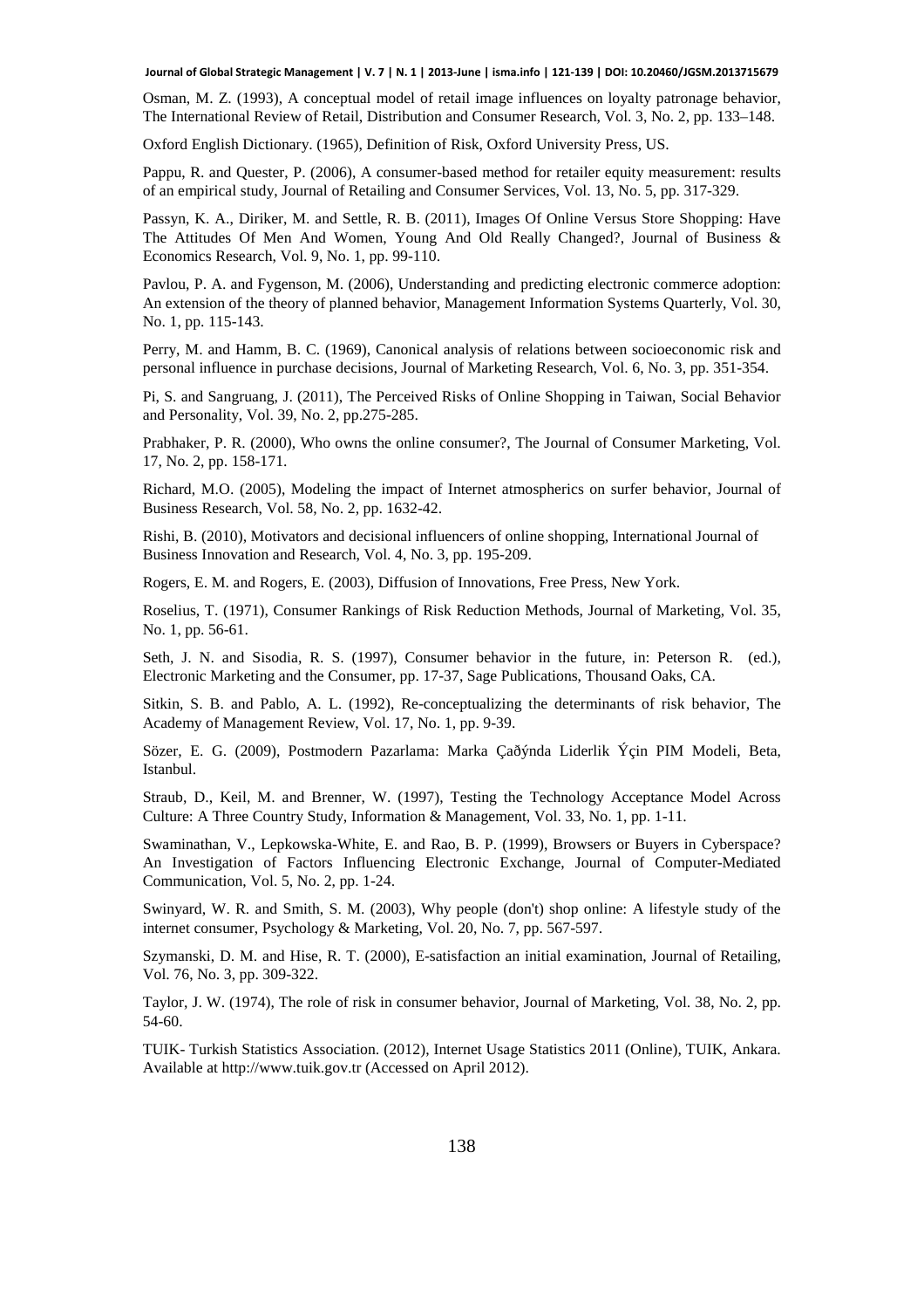Osman, M. Z. (1993), A conceptual model of retail image influences on loyalty patronage behavior, The International Review of Retail, Distribution and Consumer Research, Vol. 3, No. 2, pp. 133–148.

Oxford English Dictionary. (1965), Definition of Risk, Oxford University Press, US.

Pappu, R. and Quester, P. (2006), A consumer-based method for retailer equity measurement: results of an empirical study, Journal of Retailing and Consumer Services, Vol. 13, No. 5, pp. 317-329.

Passyn, K. A., Diriker, M. and Settle, R. B. (2011), Images Of Online Versus Store Shopping: Have The Attitudes Of Men And Women, Young And Old Really Changed?, Journal of Business & Economics Research, Vol. 9, No. 1, pp. 99-110.

Pavlou, P. A. and Fygenson, M. (2006), Understanding and predicting electronic commerce adoption: An extension of the theory of planned behavior, Management Information Systems Quarterly, Vol. 30, No. 1, pp. 115-143.

Perry, M. and Hamm, B. C. (1969), Canonical analysis of relations between socioeconomic risk and personal influence in purchase decisions, Journal of Marketing Research, Vol. 6, No. 3, pp. 351-354.

Pi, S. and Sangruang, J. (2011), The Perceived Risks of Online Shopping in Taiwan, Social Behavior and Personality, Vol. 39, No. 2, pp.275-285.

Prabhaker, P. R. (2000), Who owns the online consumer?, The Journal of Consumer Marketing, Vol. 17, No. 2, pp. 158-171.

Richard, M.O. (2005), Modeling the impact of Internet atmospherics on surfer behavior, Journal of Business Research, Vol. 58, No. 2, pp. 1632-42.

Rishi, B. (2010), Motivators and decisional influencers of online shopping, International Journal of Business Innovation and Research, Vol. 4, No. 3, pp. 195-209.

Rogers, E. M. and Rogers, E. (2003), Diffusion of Innovations, Free Press, New York.

Roselius, T. (1971), Consumer Rankings of Risk Reduction Methods, Journal of Marketing, Vol. 35, No. 1, pp. 56-61.

Seth, J. N. and Sisodia, R. S. (1997), Consumer behavior in the future, in: Peterson R. (ed.), Electronic Marketing and the Consumer, pp. 17-37, Sage Publications, Thousand Oaks, CA.

Sitkin, S. B. and Pablo, A. L. (1992), Re-conceptualizing the determinants of risk behavior, The Academy of Management Review, Vol. 17, No. 1, pp. 9-39.

Sözer, E. G. (2009), Postmodern Pazarlama: Marka Çaðýnda Liderlik Ýçin PIM Modeli, Beta, Istanbul.

Straub, D., Keil, M. and Brenner, W. (1997), Testing the Technology Acceptance Model Across Culture: A Three Country Study, Information & Management, Vol. 33, No. 1, pp. 1-11.

Swaminathan, V., Lepkowska-White, E. and Rao, B. P. (1999), Browsers or Buyers in Cyberspace? An Investigation of Factors Influencing Electronic Exchange, Journal of Computer-Mediated Communication, Vol. 5, No. 2, pp. 1-24.

Swinyard, W. R. and Smith, S. M. (2003), Why people (don't) shop online: A lifestyle study of the internet consumer, Psychology & Marketing, Vol. 20, No. 7, pp. 567-597.

Szymanski, D. M. and Hise, R. T. (2000), E-satisfaction an initial examination, Journal of Retailing, Vol. 76, No. 3, pp. 309-322.

Taylor, J. W. (1974), The role of risk in consumer behavior, Journal of Marketing, Vol. 38, No. 2, pp. 54-60.

TUIK- Turkish Statistics Association. (2012), Internet Usage Statistics 2011 (Online), TUIK, Ankara. Available at http://www.tuik.gov.tr (Accessed on April 2012).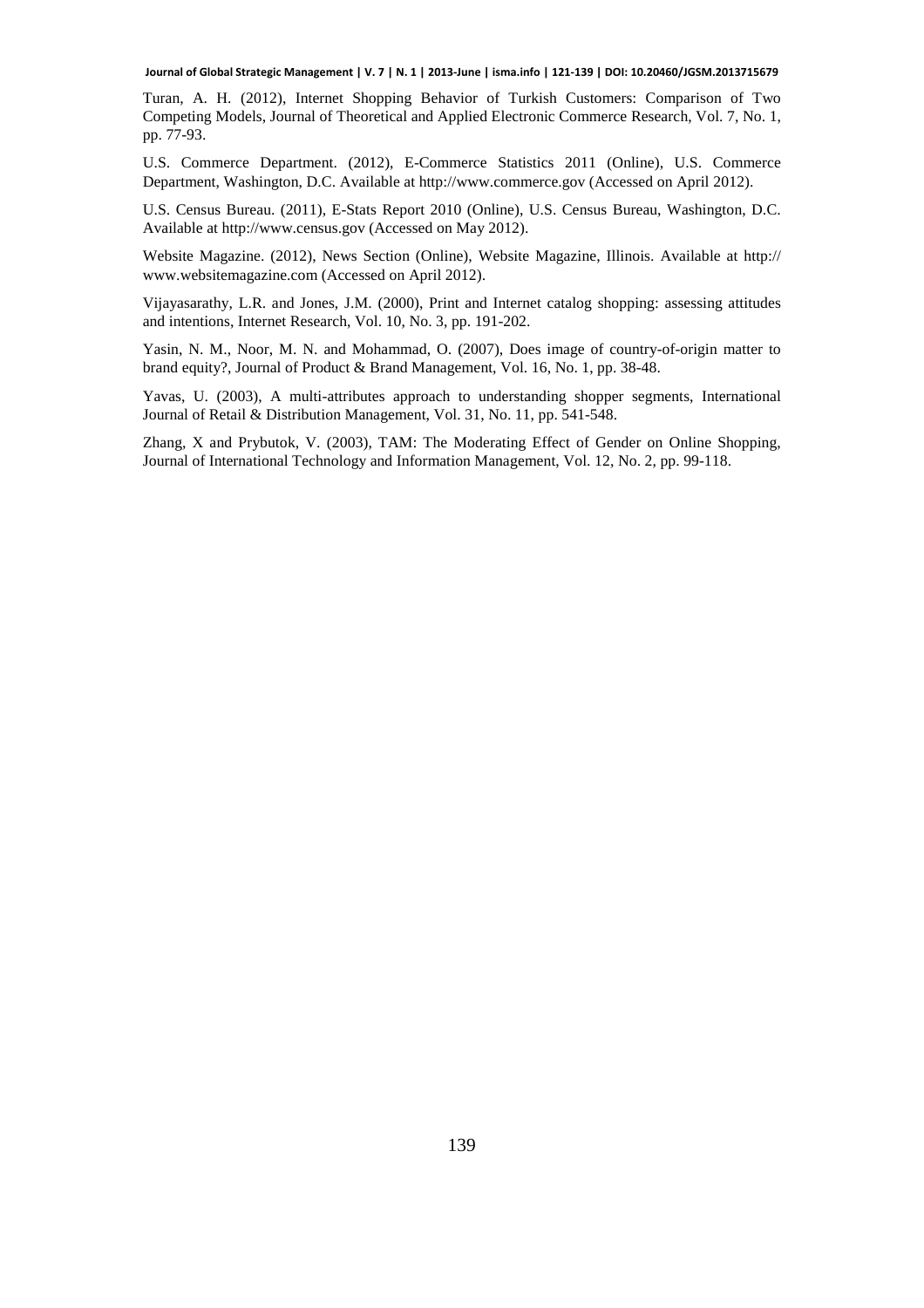Turan, A. H. (2012), Internet Shopping Behavior of Turkish Customers: Comparison of Two Competing Models, Journal of Theoretical and Applied Electronic Commerce Research, Vol. 7, No. 1, pp. 77-93.

U.S. Commerce Department. (2012), E-Commerce Statistics 2011 (Online), U.S. Commerce Department, Washington, D.C. Available at http://www.commerce.gov (Accessed on April 2012).

U.S. Census Bureau. (2011), E-Stats Report 2010 (Online), U.S. Census Bureau, Washington, D.C. Available at http://www.census.gov (Accessed on May 2012).

Website Magazine. (2012), News Section (Online), Website Magazine, Illinois. Available at http:// www.websitemagazine.com (Accessed on April 2012).

Vijayasarathy, L.R. and Jones, J.M. (2000), Print and Internet catalog shopping: assessing attitudes and intentions, Internet Research, Vol. 10, No. 3, pp. 191-202.

Yasin, N. M., Noor, M. N. and Mohammad, O. (2007), Does image of country-of-origin matter to brand equity?, Journal of Product & Brand Management, Vol. 16, No. 1, pp. 38-48.

Yavas, U. (2003), A multi-attributes approach to understanding shopper segments, International Journal of Retail & Distribution Management, Vol. 31, No. 11, pp. 541-548.

Zhang, X and Prybutok, V. (2003), TAM: The Moderating Effect of Gender on Online Shopping, Journal of International Technology and Information Management, Vol. 12, No. 2, pp. 99-118.